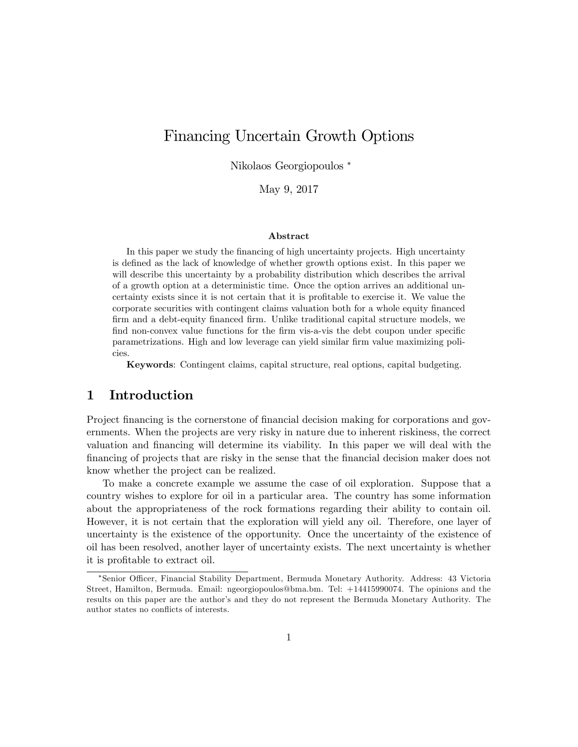# Financing Uncertain Growth Options

Nikolaos Georgiopoulos [*]

May 9, 2017

### Abstract

In this paper we study the financing of high uncertainty projects. High uncertainty is defined as the lack of knowledge of whether growth options exist. In this paper we will describe this uncertainty by a probability distribution which describes the arrival of a growth option at a deterministic time. Once the option arrives an additional uncertainty exists since it is not certain that it is profitable to exercise it. We value the corporate securities with contingent claims valuation both for a whole equity financed firm and a debt-equity financed firm. Unlike traditional capital structure models, we find non-convex value functions for the firm vis-a-vis the debt coupon under specific parametrizations. High and low leverage can yield similar firm value maximizing policies.

**Keywords**: Contingent claims, capital structure, real options, capital budgeting.

## 1 Introduction

Project financing is the cornerstone of financial decision making for corporations and governments. When the projects are very risky in nature due to inherent riskiness, the correct valuation and financing will determine its viability. In this paper we will deal with the financing of projects that are risky in the sense that the financial decision maker does not know whether the project can be realized.

To make a concrete example we assume the case of oil exploration. Suppose that a country wishes to explore for oil in a particular area. The country has some information about the appropriateness of the rock formations regarding their ability to contain oil. However, it is not certain that the exploration will yield any oil. Therefore, one layer of uncertainty is the existence of the opportunity. Once the uncertainty of the existence of oil has been resolved, another layer of uncertainty exists. The next uncertainty is whether it is profitable to extract oil.

[*] Senior Officer, Financial Stability Department, Bermuda Monetary Authority. Address: 43 Victoria Street, Hamilton, Bermuda. Email: ngeorgiopoulos@bma.bm. Tel: +14415990074. The opinions and the results on this paper are the author's and they do not represent the Bermuda Monetary Authority. The author states no conflicts of interests.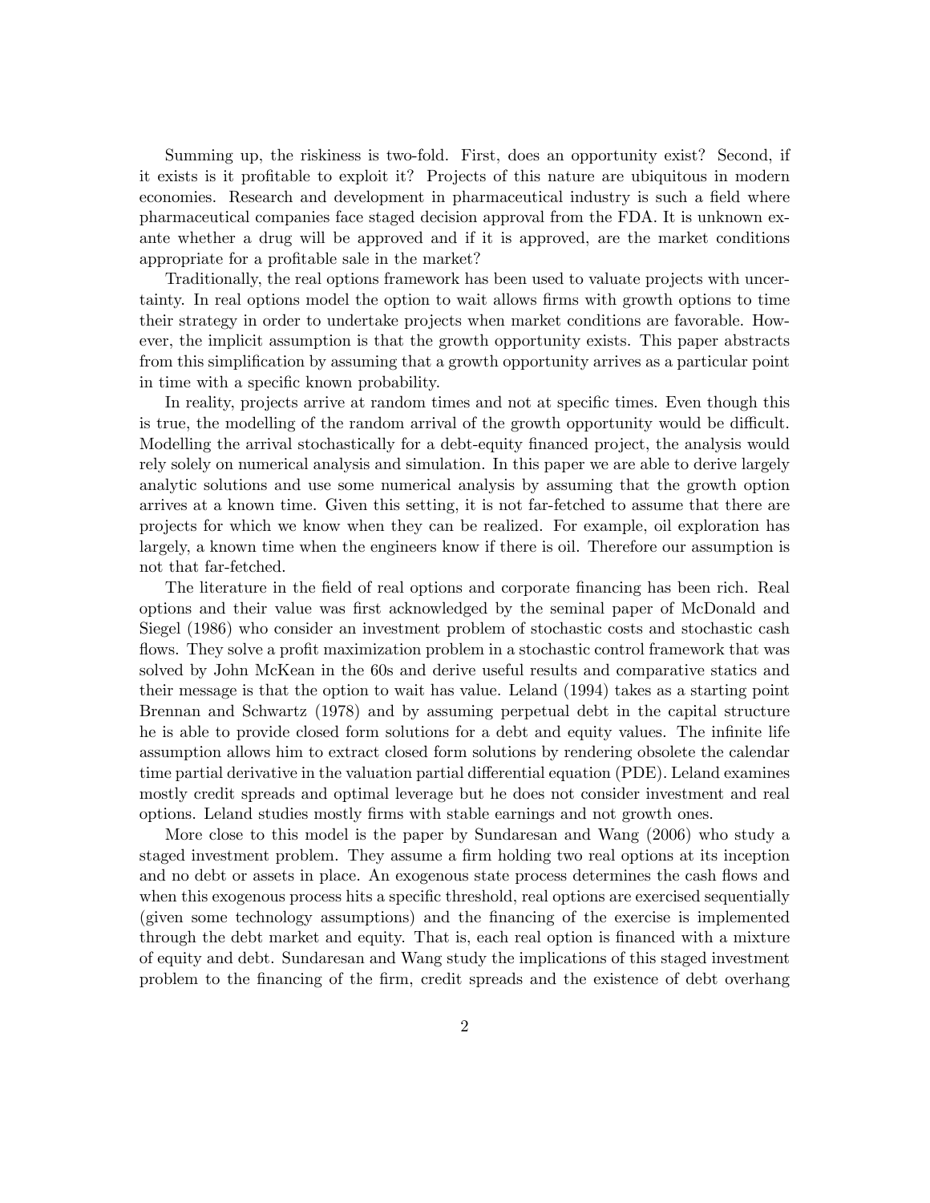Summing up, the riskiness is two-fold. First, does an opportunity exist? Second, if it exists is it profitable to exploit it? Projects of this nature are ubiquitous in modern economies. Research and development in pharmaceutical industry is such a field where pharmaceutical companies face staged decision approval from the FDA. It is unknown ex-ante whether a drug will be approved and if it is approved, are the market conditions appropriate for a profitable sale in the market?

Traditionally, the real options framework has been used to valuate projects with uncertainty. In real options model the option to wait allows firms with growth options to time their strategy in order to undertake projects when market conditions are favorable. However, the implicit assumption is that the growth opportunity exists. This paper abstracts from this simplification by assuming that a growth opportunity arrives as a particular point in time with a specific known probability.

In reality, projects arrive at random times and not at specific times. Even though this is true, the modelling of the random arrival of the growth opportunity would be difficult. Modelling the arrival stochastically for a debt-equity financed project, the analysis would rely solely on numerical analysis and simulation. In this paper we are able to derive largely analytic solutions and use some numerical analysis by assuming that the growth option arrives at a known time. Given this setting, it is not far-fetched to assume that there are projects for which we know when they can be realized. For example, oil exploration has largely, a known time when the engineers know if there is oil. Therefore our assumption is not that far-fetched.

The literature in the field of real options and corporate financing has been rich. Real options and their value was first acknowledged by the seminal paper of McDonald and Siegel (1986) who consider an investment problem of stochastic costs and stochastic cash flows. They solve a profit maximization problem in a stochastic control framework that was solved by John McKean in the 60s and derive useful results and comparative statics and their message is that the option to wait has value. Leland (1994) takes as a starting point Brennan and Schwartz (1978) and by assuming perpetual debt in the capital structure he is able to provide closed form solutions for a debt and equity values. The infinite life assumption allows him to extract closed form solutions by rendering obsolete the calendar time partial derivative in the valuation partial differential equation (PDE). Leland examines mostly credit spreads and optimal leverage but he does not consider investment and real options. Leland studies mostly firms with stable earnings and not growth ones.

More close to this model is the paper by Sundaresan and Wang (2006) who study a staged investment problem. They assume a firm holding two real options at its inception and no debt or assets in place. An exogenous state process determines the cash flows and when this exogenous process hits a specific threshold, real options are exercised sequentially (given some technology assumptions) and the financing of the exercise is implemented through the debt market and equity. That is, each real option is financed with a mixture of equity and debt. Sundaresan and Wang study the implications of this staged investment problem to the financing of the firm, credit spreads and the existence of debt overhang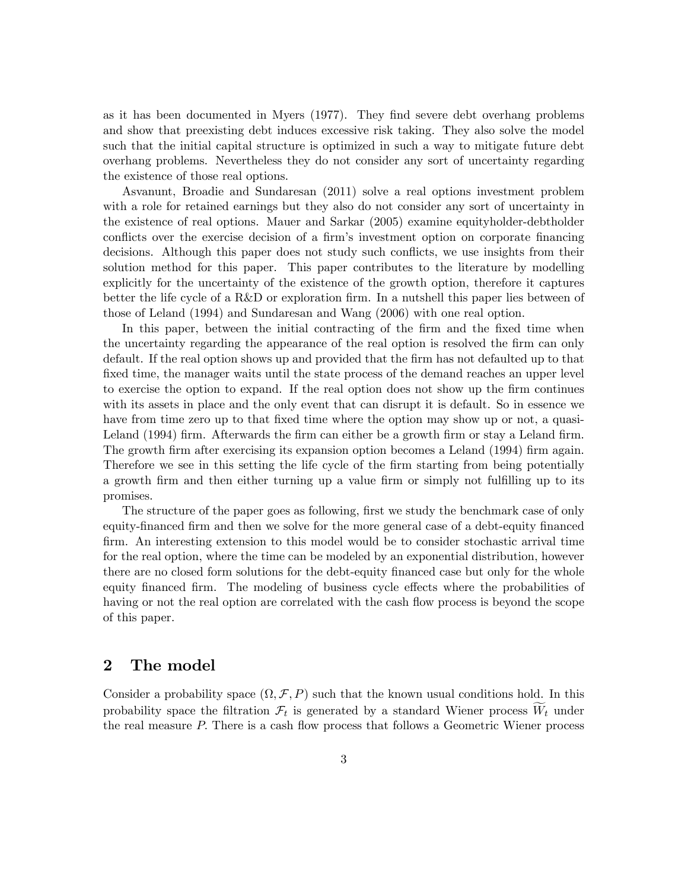as it has been documented in Myers (1977). They find severe debt overhang problems and show that preexisting debt induces excessive risk taking. They also solve the model such that the initial capital structure is optimized in such a way to mitigate future debt overhang problems. Nevertheless they do not consider any sort of uncertainty regarding the existence of those real options.

Asvanunt, Broadie and Sundaresan (2011) solve a real options investment problem with a role for retained earnings but they also do not consider any sort of uncertainty in the existence of real options. Mauer and Sarkar (2005) examine equityholder-debtholder conflicts over the exercise decision of a firm's investment option on corporate financing decisions. Although this paper does not study such conflicts, we use insights from their solution method for this paper. This paper contributes to the literature by modelling explicitly for the uncertainty of the existence of the growth option, therefore it captures better the life cycle of a R&D or exploration firm. In a nutshell this paper lies between of those of Leland (1994) and Sundaresan and Wang (2006) with one real option.

In this paper, between the initial contracting of the firm and the fixed time when the uncertainty regarding the appearance of the real option is resolved the firm can only default. If the real option shows up and provided that the firm has not defaulted up to that fixed time, the manager waits until the state process of the demand reaches an upper level to exercise the option to expand. If the real option does not show up the firm continues with its assets in place and the only event that can disrupt it is default. So in essence we have from time zero up to that fixed time where the option may show up or not, a quasi-Leland (1994) firm. Afterwards the firm can either be a growth firm or stay a Leland firm. The growth firm after exercising its expansion option becomes a Leland (1994) firm again. Therefore we see in this setting the life cycle of the firm starting from being potentially a growth firm and then either turning up a value firm or simply not fulfilling up to its promises.

The structure of the paper goes as following, first we study the benchmark case of only equity-financed firm and then we solve for the more general case of a debt-equity financed firm. An interesting extension to this model would be to consider stochastic arrival time for the real option, where the time can be modeled by an exponential distribution, however there are no closed form solutions for the debt-equity financed case but only for the whole equity financed firm. The modeling of business cycle effects where the probabilities of having or not the real option are correlated with the cash flow process is beyond the scope of this paper.

## 2 The model

Consider a probability space $(\Omega, \mathcal{F}, P)$ such that the known usual conditions hold. In this probability space the filtration $\mathcal{F}_t$ is generated by a standard Wiener process $\widetilde{W}_t$ under the real measure $P$. There is a cash flow process that follows a Geometric Wiener process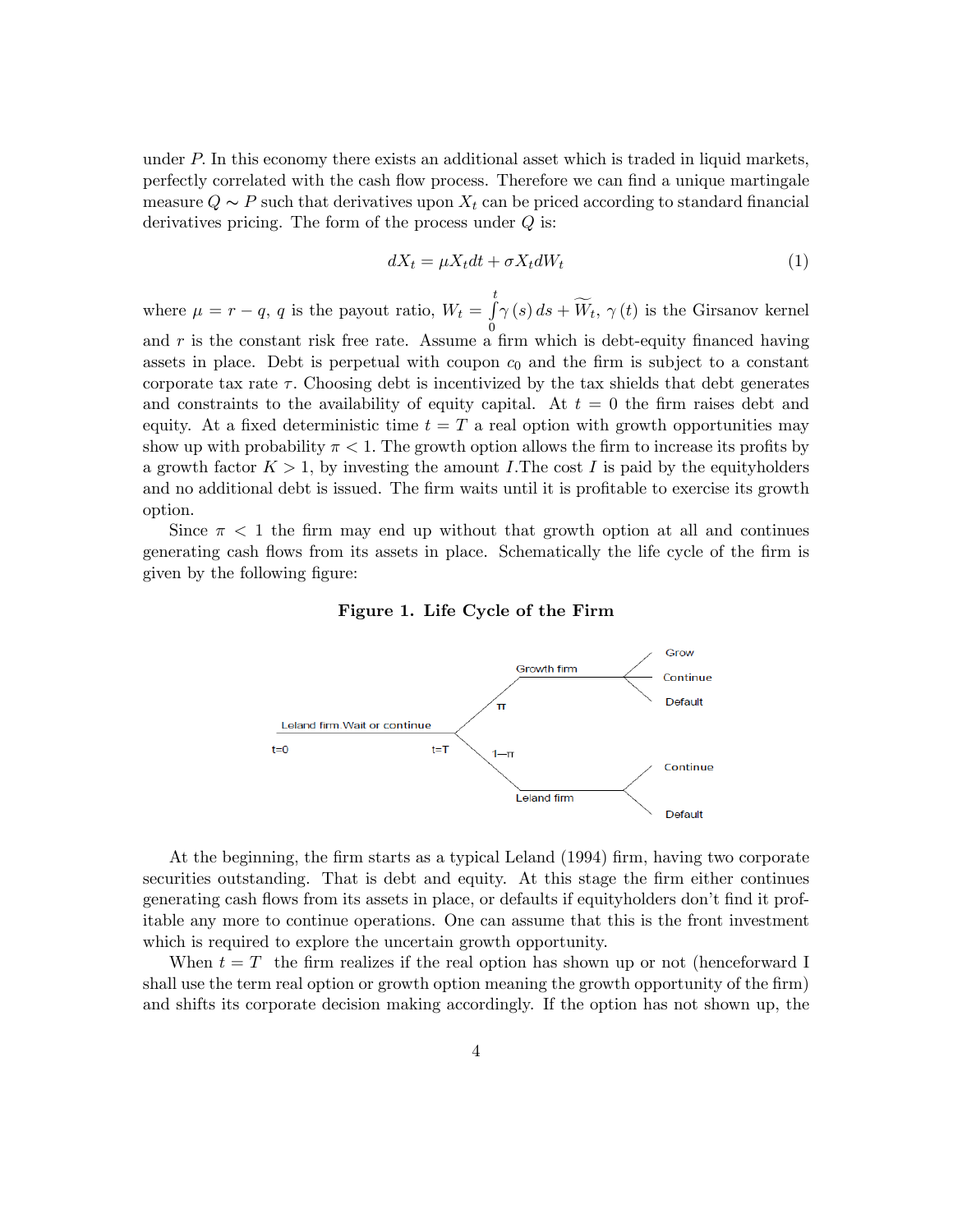under $P$. In this economy there exists an additional asset which is traded in liquid markets, perfectly correlated with the cash flow process. Therefore we can find a unique martingale measure $Q \sim P$ such that derivatives upon $X_t$ can be priced according to standard financial derivatives pricing. The form of the process under $Q$ is:

$$dX_t = \mu X_t dt + \sigma X_t dW_t \tag{1}$$

where $\mu = r - q$, $q$ is the payout ratio, $W_t = \int_0^t \gamma(s)\, ds + \widetilde{W}_t$, $\gamma(t)$ is the Girsanov kernel and $r$ is the constant risk free rate. Assume a firm which is debt-equity financed having assets in place. Debt is perpetual with coupon $c_0$ and the firm is subject to a constant corporate tax rate $\tau$. Choosing debt is incentivized by the tax shields that debt generates and constraints to the availability of equity capital. At $t = 0$ the firm raises debt and equity. At a fixed deterministic time $t = T$ a real option with growth opportunities may show up with probability $\pi < 1$. The growth option allows the firm to increase its profits by a growth factor $K > 1$, by investing the amount $I$.The cost $I$ is paid by the equityholders and no additional debt is issued. The firm waits until it is profitable to exercise its growth option.

Since $\pi < 1$ the firm may end up without that growth option at all and continues generating cash flows from its assets in place. Schematically the life cycle of the firm is given by the following figure:

**Figure 1. Life Cycle of the Firm**

At the beginning, the firm starts as a typical Leland (1994) firm, having two corporate securities outstanding. That is debt and equity. At this stage the firm either continues generating cash flows from its assets in place, or defaults if equityholders don't find it profitable any more to continue operations. One can assume that this is the front investment which is required to explore the uncertain growth opportunity.

When $t = T$ the firm realizes if the real option has shown up or not (henceforward I shall use the term real option or growth option meaning the growth opportunity of the firm) and shifts its corporate decision making accordingly. If the option has not shown up, the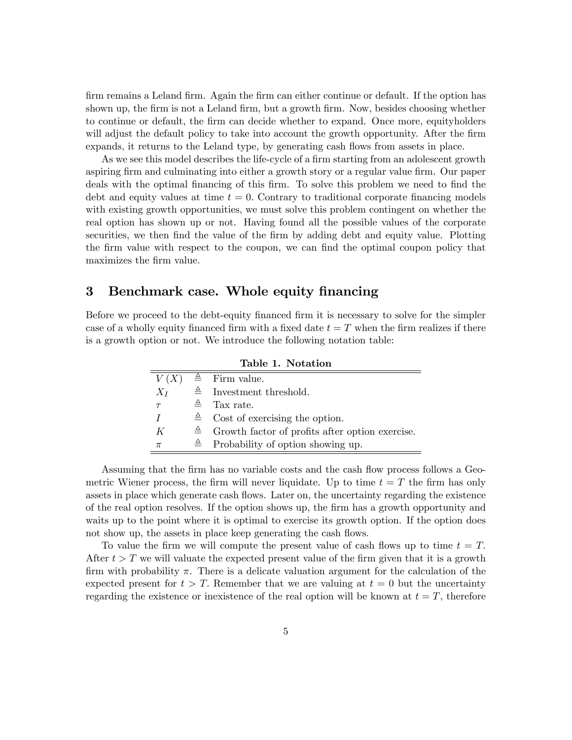firm remains a Leland firm. Again the firm can either continue or default. If the option has shown up, the firm is not a Leland firm, but a growth firm. Now, besides choosing whether to continue or default, the firm can decide whether to expand. Once more, equityholders will adjust the default policy to take into account the growth opportunity. After the firm expands, it returns to the Leland type, by generating cash flows from assets in place.

As we see this model describes the life-cycle of a firm starting from an adolescent growth aspiring firm and culminating into either a growth story or a regular value firm. Our paper deals with the optimal financing of this firm. To solve this problem we need to find the debt and equity values at time $t = 0$. Contrary to traditional corporate financing models with existing growth opportunities, we must solve this problem contingent on whether the real option has shown up or not. Having found all the possible values of the corporate securities, we then find the value of the firm by adding debt and equity value. Plotting the firm value with respect to the coupon, we can find the optimal coupon policy that maximizes the firm value.

## 3 Benchmark case. Whole equity financing

Before we proceed to the debt-equity financed firm it is necessary to solve for the simpler case of a wholly equity financed firm with a fixed date $t = T$ when the firm realizes if there is a growth option or not. We introduce the following notation table:

**Table 1. Notation**

| | | |
|---|---|---|
| $V(X)$ | $\triangleq$ | Firm value. |
| $X_I$ | $\triangleq$ | Investment threshold. |
| $\tau$ | $\triangleq$ | Tax rate. |
| $I$ | $\triangleq$ | Cost of exercising the option. |
| $K$ | $\triangleq$ | Growth factor of profits after option exercise. |
| $\pi$ | $\triangleq$ | Probability of option showing up. |

Assuming that the firm has no variable costs and the cash flow process follows a Geometric Wiener process, the firm will never liquidate. Up to time $t = T$ the firm has only assets in place which generate cash flows. Later on, the uncertainty regarding the existence of the real option resolves. If the option shows up, the firm has a growth opportunity and waits up to the point where it is optimal to exercise its growth option. If the option does not show up, the assets in place keep generating the cash flows.

To value the firm we will compute the present value of cash flows up to time $t = T$. After $t > T$ we will valuate the expected present value of the firm given that it is a growth firm with probability $\pi$. There is a delicate valuation argument for the calculation of the expected present for $t > T$. Remember that we are valuing at $t = 0$ but the uncertainty regarding the existence or inexistence of the real option will be known at $t = T$, therefore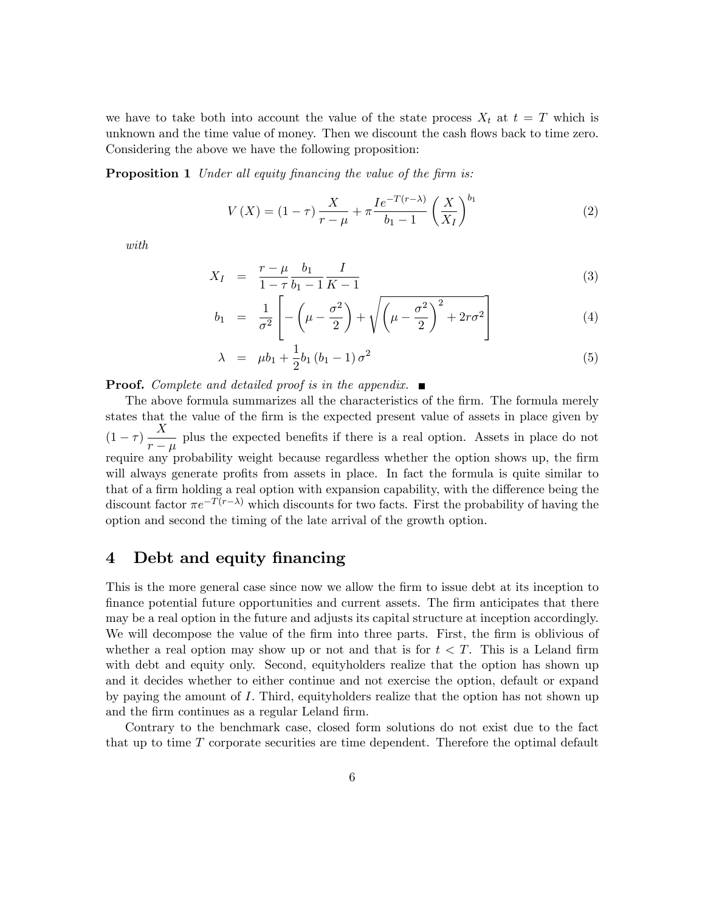we have to take both into account the value of the state process $X_t$ at $t = T$ which is unknown and the time value of money. Then we discount the cash flows back to time zero. Considering the above we have the following proposition:

**Proposition 1** *Under all equity financing the value of the firm is:*

$$V(X) = (1-\tau)\frac{X}{r-\mu} + \pi\frac{Ie^{-T(r-\lambda)}}{b_1 - 1}\left(\frac{X}{X_I}\right)^{b_1} \tag{2}$$

*with*

$$X_I = \frac{r-\mu}{1-\tau}\frac{b_1}{b_1-1}\frac{I}{K-1} \tag{3}$$

$$b_1 = \frac{1}{\sigma^2}\left[-\left(\mu - \frac{\sigma^2}{2}\right) + \sqrt{\left(\mu - \frac{\sigma^2}{2}\right)^2 + 2r\sigma^2}\right] \tag{4}$$

$$\lambda = \mu b_1 + \frac{1}{2}b_1(b_1 - 1)\sigma^2 \tag{5}$$

**Proof.** *Complete and detailed proof is in the appendix.* ■

The above formula summarizes all the characteristics of the firm. The formula merely states that the value of the firm is the expected present value of assets in place given by $(1-\tau)\dfrac{X}{r-\mu}$ plus the expected benefits if there is a real option. Assets in place do not require any probability weight because regardless whether the option shows up, the firm will always generate profits from assets in place. In fact the formula is quite similar to that of a firm holding a real option with expansion capability, with the difference being the discount factor $\pi e^{-T(r-\lambda)}$ which discounts for two facts. First the probability of having the option and second the timing of the late arrival of the growth option.

# 4 Debt and equity financing

This is the more general case since now we allow the firm to issue debt at its inception to finance potential future opportunities and current assets. The firm anticipates that there may be a real option in the future and adjusts its capital structure at inception accordingly. We will decompose the value of the firm into three parts. First, the firm is oblivious of whether a real option may show up or not and that is for $t < T$. This is a Leland firm with debt and equity only. Second, equityholders realize that the option has shown up and it decides whether to either continue and not exercise the option, default or expand by paying the amount of $I$. Third, equityholders realize that the option has not shown up and the firm continues as a regular Leland firm.

Contrary to the benchmark case, closed form solutions do not exist due to the fact that up to time $T$ corporate securities are time dependent. Therefore the optimal default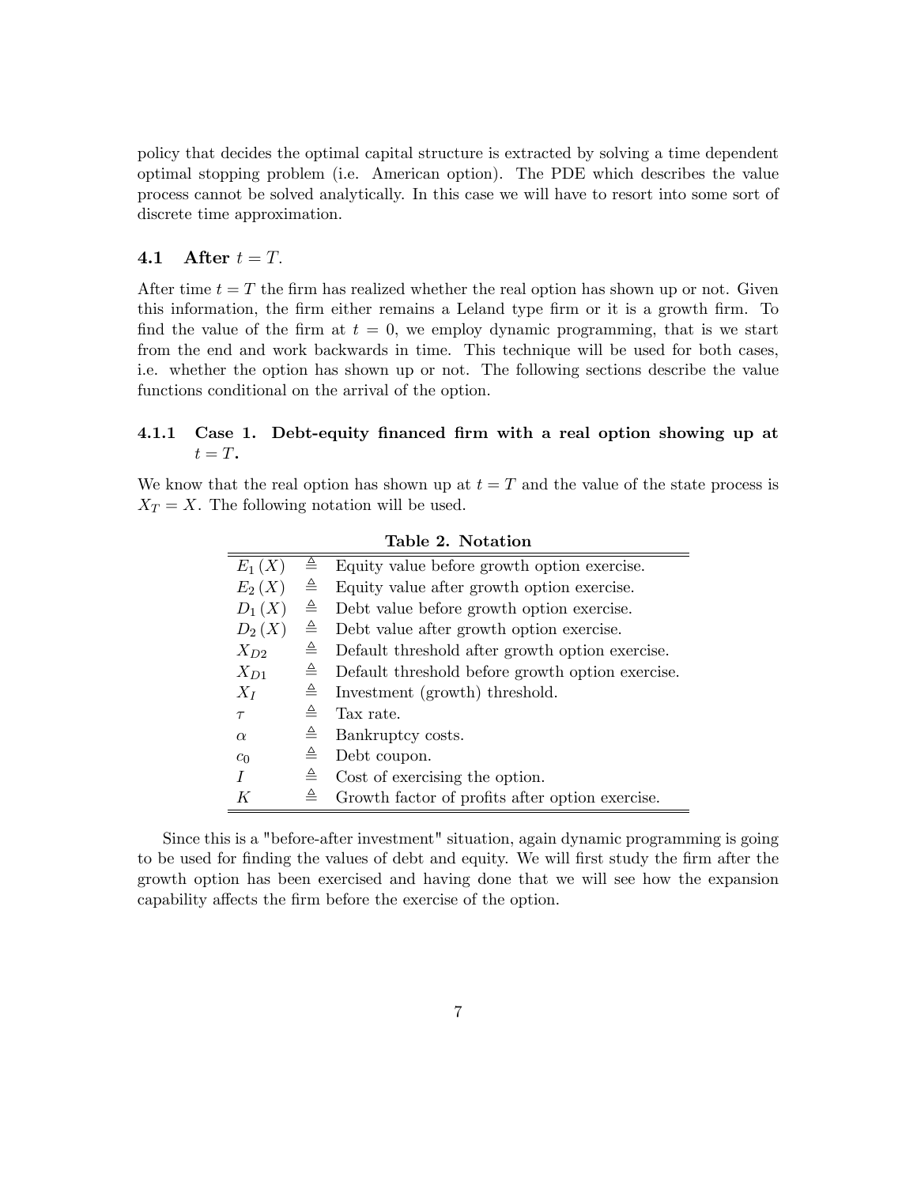policy that decides the optimal capital structure is extracted by solving a time dependent optimal stopping problem (i.e. American option). The PDE which describes the value process cannot be solved analytically. In this case we will have to resort into some sort of discrete time approximation.

## 4.1 After $t = T$.

After time $t = T$ the firm has realized whether the real option has shown up or not. Given this information, the firm either remains a Leland type firm or it is a growth firm. To find the value of the firm at $t = 0$, we employ dynamic programming, that is we start from the end and work backwards in time. This technique will be used for both cases, i.e. whether the option has shown up or not. The following sections describe the value functions conditional on the arrival of the option.

### 4.1.1 Case 1. Debt-equity financed firm with a real option showing up at $t = T$.

We know that the real option has shown up at $t = T$ and the value of the state process is $X_T = X$. The following notation will be used.

**Table 2. Notation**

| | | |
|---|---|---|
| $E_1(X)$ | $\triangleq$ | Equity value before growth option exercise. |
| $E_2(X)$ | $\triangleq$ | Equity value after growth option exercise. |
| $D_1(X)$ | $\triangleq$ | Debt value before growth option exercise. |
| $D_2(X)$ | $\triangleq$ | Debt value after growth option exercise. |
| $X_{D2}$ | $\triangleq$ | Default threshold after growth option exercise. |
| $X_{D1}$ | $\triangleq$ | Default threshold before growth option exercise. |
| $X_I$ | $\triangleq$ | Investment (growth) threshold. |
| $\tau$ | $\triangleq$ | Tax rate. |
| $\alpha$ | $\triangleq$ | Bankruptcy costs. |
| $c_0$ | $\triangleq$ | Debt coupon. |
| $I$ | $\triangleq$ | Cost of exercising the option. |
| $K$ | $\triangleq$ | Growth factor of profits after option exercise. |

Since this is a "before-after investment" situation, again dynamic programming is going to be used for finding the values of debt and equity. We will first study the firm after the growth option has been exercised and having done that we will see how the expansion capability affects the firm before the exercise of the option.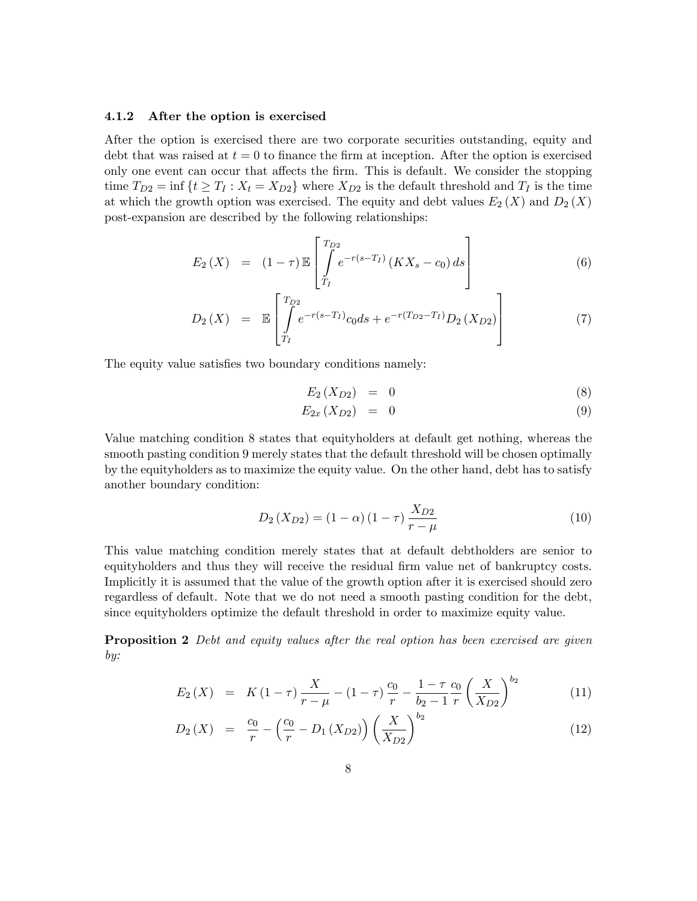#### 4.1.2 After the option is exercised

After the option is exercised there are two corporate securities outstanding, equity and debt that was raised at $t = 0$ to finance the firm at inception. After the option is exercised only one event can occur that affects the firm. This is default. We consider the stopping time $T_{D2} = \inf\{t \geq T_I : X_t = X_{D2}\}$ where $X_{D2}$ is the default threshold and $T_I$ is the time at which the growth option was exercised. The equity and debt values $E_2(X)$ and $D_2(X)$ post-expansion are described by the following relationships:

$$E_2(X) = (1-\tau)\,\mathbb{E}\left[\int_{T_I}^{T_{D2}} e^{-r(s-T_I)}\left(KX_s - c_0\right)ds\right] \tag{6}$$

$$D_2(X) = \mathbb{E}\left[\int_{T_I}^{T_{D2}} e^{-r(s-T_I)}c_0 ds + e^{-r(T_{D2}-T_I)}D_2(X_{D2})\right] \tag{7}$$

The equity value satisfies two boundary conditions namely:

$$E_2(X_{D2}) = 0 \tag{8}$$

$$E_{2x}(X_{D2}) = 0 \tag{9}$$

Value matching condition 8 states that equityholders at default get nothing, whereas the smooth pasting condition 9 merely states that the default threshold will be chosen optimally by the equityholders as to maximize the equity value. On the other hand, debt has to satisfy another boundary condition:

$$D_2(X_{D2}) = (1-\alpha)(1-\tau)\frac{X_{D2}}{r-\mu} \tag{10}$$

This value matching condition merely states that at default debtholders are senior to equityholders and thus they will receive the residual firm value net of bankruptcy costs. Implicitly it is assumed that the value of the growth option after it is exercised should zero regardless of default. Note that we do not need a smooth pasting condition for the debt, since equityholders optimize the default threshold in order to maximize equity value.

**Proposition 2** *Debt and equity values after the real option has been exercised are given by:*

$$E_2(X) = K(1-\tau)\frac{X}{r-\mu} - (1-\tau)\frac{c_0}{r} - \frac{1-\tau}{b_2-1}\frac{c_0}{r}\left(\frac{X}{X_{D2}}\right)^{b_2} \tag{11}$$

$$D_2(X) = \frac{c_0}{r} - \left(\frac{c_0}{r} - D_1(X_{D2})\right)\left(\frac{X}{X_{D2}}\right)^{b_2} \tag{12}$$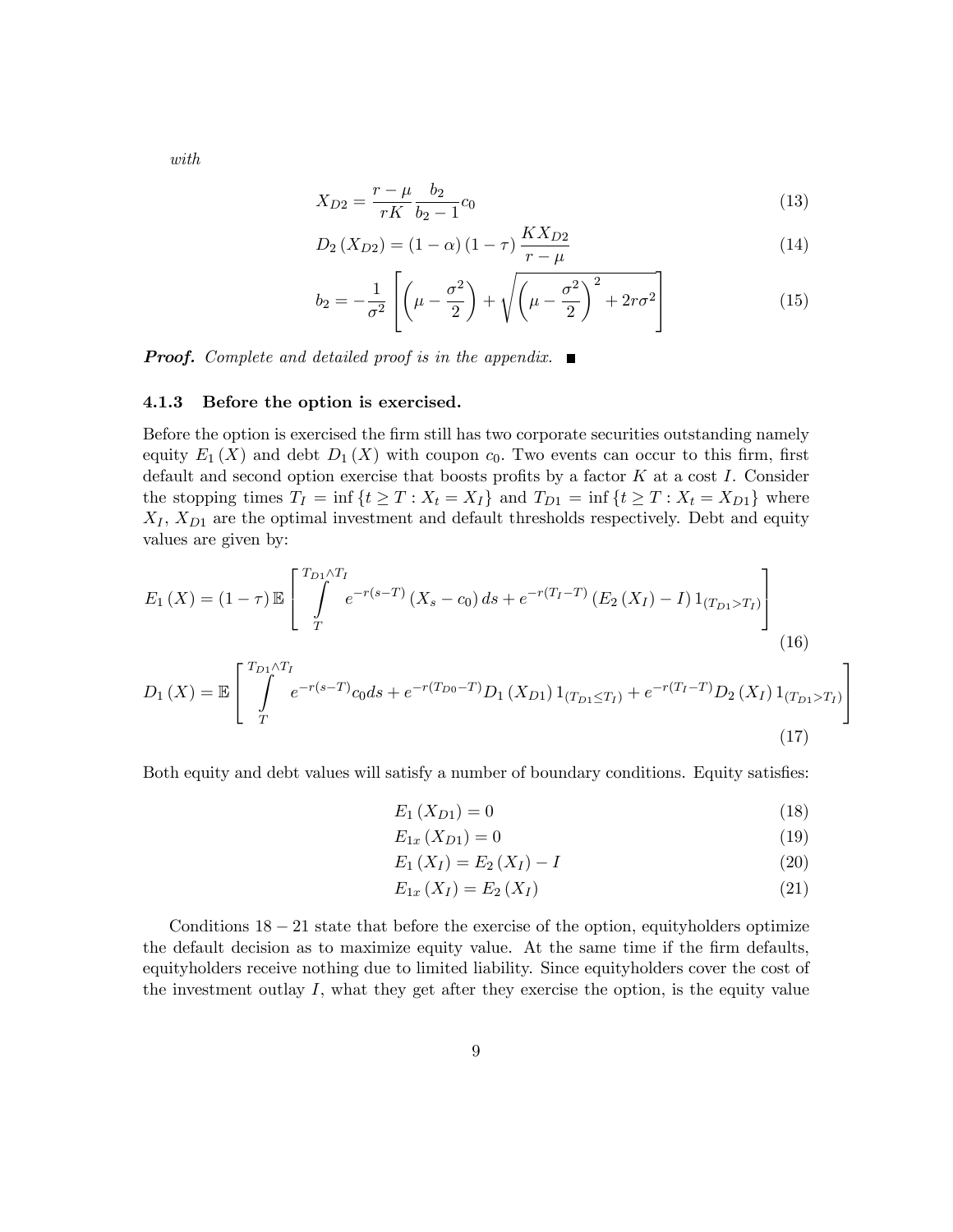*with*

$$X_{D2} = \frac{r-\mu}{rK}\frac{b_2}{b_2-1}c_0 \tag{13}$$

$$D_2\left(X_{D2}\right) = (1-\alpha)(1-\tau)\frac{KX_{D2}}{r-\mu} \tag{14}$$

$$b_2 = -\frac{1}{\sigma^2}\left[\left(\mu-\frac{\sigma^2}{2}\right)+\sqrt{\left(\mu-\frac{\sigma^2}{2}\right)^2+2r\sigma^2}\right] \tag{15}$$

***Proof.*** *Complete and detailed proof is in the appendix.* ■

### 4.1.3 Before the option is exercised.

Before the option is exercised the firm still has two corporate securities outstanding namely equity $E_1(X)$ and debt $D_1(X)$ with coupon $c_0$. Two events can occur to this firm, first default and second option exercise that boosts profits by a factor $K$ at a cost $I$. Consider the stopping times $T_I = \inf\{t \geq T : X_t = X_I\}$ and $T_{D1} = \inf\{t \geq T : X_t = X_{D1}\}$ where $X_I$, $X_{D1}$ are the optimal investment and default thresholds respectively. Debt and equity values are given by:

$$E_1(X) = (1-\tau)\,\mathbb{E}\left[\int_T^{T_{D1}\wedge T_I} e^{-r(s-T)}\left(X_s-c_0\right)ds + e^{-r(T_I-T)}\left(E_2\left(X_I\right)-I\right)1_{(T_{D1}>T_I)}\right] \tag{16}$$

$$D_1(X) = \mathbb{E}\left[\int_T^{T_{D1}\wedge T_I} e^{-r(s-T)}c_0 ds + e^{-r(T_{D0}-T)}D_1\left(X_{D1}\right)1_{(T_{D1}\leq T_I)} + e^{-r(T_I-T)}D_2\left(X_I\right)1_{(T_{D1}>T_I)}\right] \tag{17}$$

Both equity and debt values will satisfy a number of boundary conditions. Equity satisfies:

$$E_1\left(X_{D1}\right) = 0 \tag{18}$$

$$E_{1x}\left(X_{D1}\right) = 0 \tag{19}$$

$$E_1\left(X_I\right) = E_2\left(X_I\right) - I \tag{20}$$

$$E_{1x}\left(X_I\right) = E_2\left(X_I\right) \tag{21}$$

Conditions $18-21$ state that before the exercise of the option, equityholders optimize the default decision as to maximize equity value. At the same time if the firm defaults, equityholders receive nothing due to limited liability. Since equityholders cover the cost of the investment outlay $I$, what they get after they exercise the option, is the equity value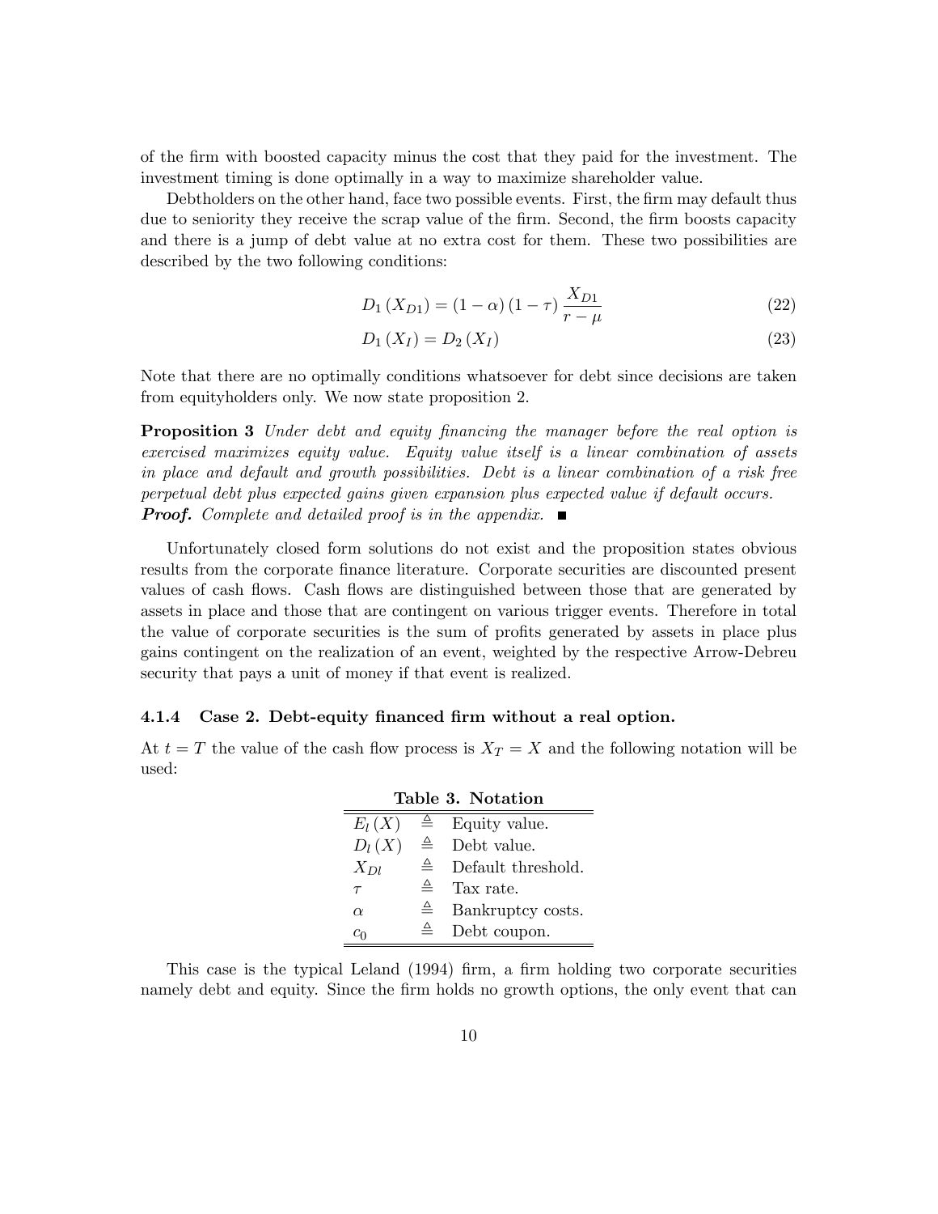of the firm with boosted capacity minus the cost that they paid for the investment. The investment timing is done optimally in a way to maximize shareholder value.

Debtholders on the other hand, face two possible events. First, the firm may default thus due to seniority they receive the scrap value of the firm. Second, the firm boosts capacity and there is a jump of debt value at no extra cost for them. These two possibilities are described by the two following conditions:

$$D_1(X_{D1}) = (1-\alpha)(1-\tau)\frac{X_{D1}}{r-\mu} \tag{22}$$

$$D_1(X_I) = D_2(X_I) \tag{23}$$

Note that there are no optimally conditions whatsoever for debt since decisions are taken from equityholders only. We now state proposition 2.

**Proposition 3** *Under debt and equity financing the manager before the real option is exercised maximizes equity value. Equity value itself is a linear combination of assets in place and default and growth possibilities. Debt is a linear combination of a risk free perpetual debt plus expected gains given expansion plus expected value if default occurs.*
***Proof.*** *Complete and detailed proof is in the appendix.* ■

Unfortunately closed form solutions do not exist and the proposition states obvious results from the corporate finance literature. Corporate securities are discounted present values of cash flows. Cash flows are distinguished between those that are generated by assets in place and those that are contingent on various trigger events. Therefore in total the value of corporate securities is the sum of profits generated by assets in place plus gains contingent on the realization of an event, weighted by the respective Arrow-Debreu security that pays a unit of money if that event is realized.

#### 4.1.4 Case 2. Debt-equity financed firm without a real option.

At $t = T$ the value of the cash flow process is $X_T = X$ and the following notation will be used:

**Table 3. Notation**

| | | |
|---|---|---|
| $E_l(X)$ | $\triangleq$ | Equity value. |
| $D_l(X)$ | $\triangleq$ | Debt value. |
| $X_{Dl}$ | $\triangleq$ | Default threshold. |
| $\tau$ | $\triangleq$ | Tax rate. |
| $\alpha$ | $\triangleq$ | Bankruptcy costs. |
| $c_0$ | $\triangleq$ | Debt coupon. |

This case is the typical Leland (1994) firm, a firm holding two corporate securities namely debt and equity. Since the firm holds no growth options, the only event that can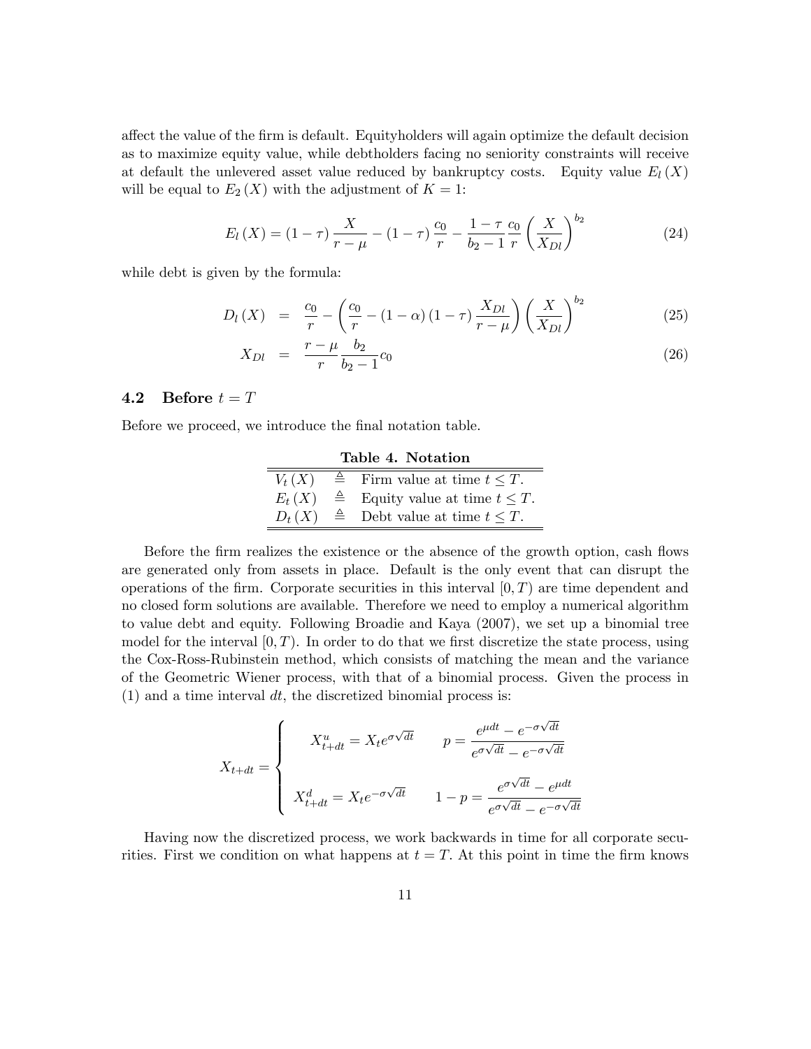affect the value of the firm is default. Equityholders will again optimize the default decision as to maximize equity value, while debtholders facing no seniority constraints will receive at default the unlevered asset value reduced by bankruptcy costs. Equity value $E_l(X)$ will be equal to $E_2(X)$ with the adjustment of $K = 1$:

$$E_l(X) = (1-\tau)\frac{X}{r-\mu} - (1-\tau)\frac{c_0}{r} - \frac{1-\tau}{b_2-1}\frac{c_0}{r}\left(\frac{X}{X_{Dl}}\right)^{b_2} \tag{24}$$

while debt is given by the formula:

$$D_l(X) = \frac{c_0}{r} - \left(\frac{c_0}{r} - (1-\alpha)(1-\tau)\frac{X_{Dl}}{r-\mu}\right)\left(\frac{X}{X_{Dl}}\right)^{b_2} \tag{25}$$

$$X_{Dl} = \frac{r-\mu}{r}\frac{b_2}{b_2-1}c_0 \tag{26}$$

### 4.2 Before $t = T$

Before we proceed, we introduce the final notation table.

**Table 4. Notation**

| | | |
|---|---|---|
| $V_t(X)$ | $\triangleq$ | Firm value at time $t \leq T$. |
| $E_t(X)$ | $\triangleq$ | Equity value at time $t \leq T$. |
| $D_t(X)$ | $\triangleq$ | Debt value at time $t \leq T$. |

Before the firm realizes the existence or the absence of the growth option, cash flows are generated only from assets in place. Default is the only event that can disrupt the operations of the firm. Corporate securities in this interval $[0, T)$ are time dependent and no closed form solutions are available. Therefore we need to employ a numerical algorithm to value debt and equity. Following Broadie and Kaya (2007), we set up a binomial tree model for the interval $[0, T)$. In order to do that we first discretize the state process, using the Cox-Ross-Rubinstein method, which consists of matching the mean and the variance of the Geometric Wiener process, with that of a binomial process. Given the process in (1) and a time interval $dt$, the discretized binomial process is:

$$X_{t+dt} = \begin{cases} X^u_{t+dt} = X_t e^{\sigma\sqrt{dt}} & p = \dfrac{e^{\mu dt} - e^{-\sigma\sqrt{dt}}}{e^{\sigma\sqrt{dt}} - e^{-\sigma\sqrt{dt}}} \\ \\ X^d_{t+dt} = X_t e^{-\sigma\sqrt{dt}} & 1-p = \dfrac{e^{\sigma\sqrt{dt}} - e^{\mu dt}}{e^{\sigma\sqrt{dt}} - e^{-\sigma\sqrt{dt}}} \end{cases}$$

Having now the discretized process, we work backwards in time for all corporate securities. First we condition on what happens at $t = T$. At this point in time the firm knows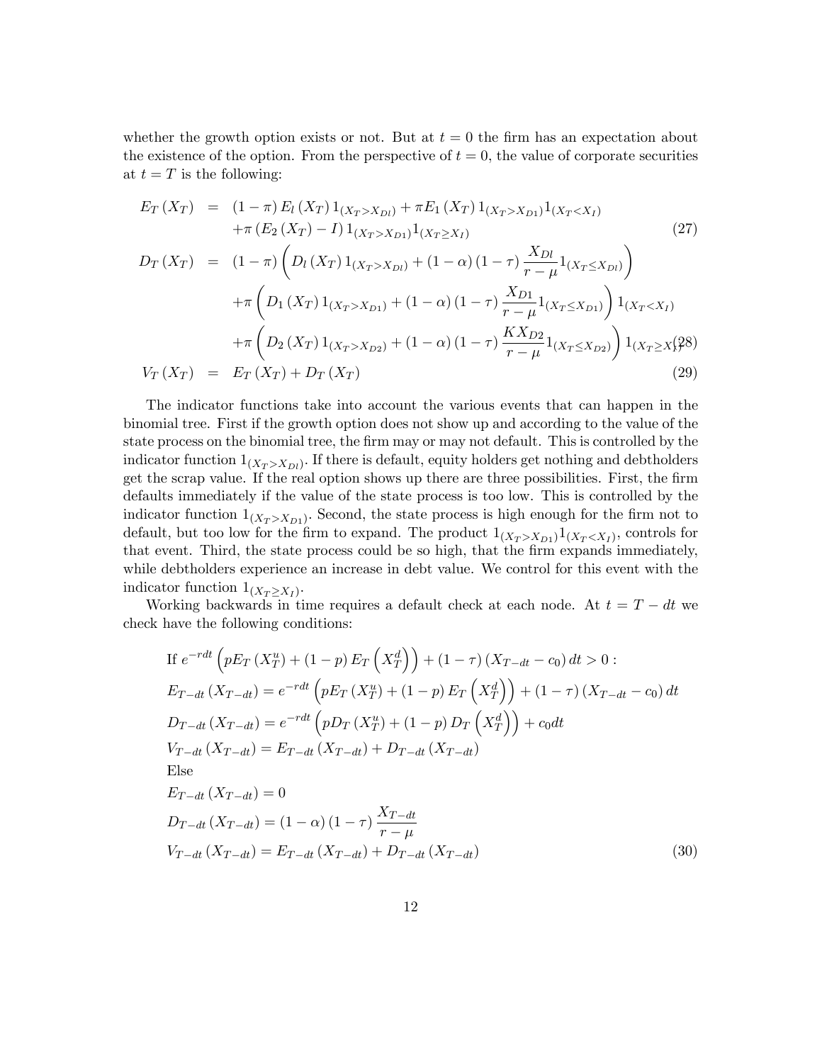whether the growth option exists or not. But at $t = 0$ the firm has an expectation about the existence of the option. From the perspective of $t = 0$, the value of corporate securities at $t = T$ is the following:

$$
\begin{aligned}
E_T(X_T) &= (1-\pi) E_l(X_T) 1_{(X_T > X_{Dl})} + \pi E_1(X_T) 1_{(X_T > X_{D1})} 1_{(X_T < X_I)} \\
&\quad + \pi (E_2(X_T) - I) 1_{(X_T > X_{D1})} 1_{(X_T \geq X_I)} \qquad (27) \\
D_T(X_T) &= (1-\pi) \left( D_l(X_T) 1_{(X_T > X_{Dl})} + (1-\alpha)(1-\tau) \frac{X_{Dl}}{r-\mu} 1_{(X_T \leq X_{Dl})} \right) \\
&\quad + \pi \left( D_1(X_T) 1_{(X_T > X_{D1})} + (1-\alpha)(1-\tau) \frac{X_{D1}}{r-\mu} 1_{(X_T \leq X_{D1})} \right) 1_{(X_T < X_I)} \\
&\quad + \pi \left( D_2(X_T) 1_{(X_T > X_{D2})} + (1-\alpha)(1-\tau) \frac{K X_{D2}}{r-\mu} 1_{(X_T \leq X_{D2})} \right) 1_{(X_T \geq X_I)} \qquad (28) \\
V_T(X_T) &= E_T(X_T) + D_T(X_T) \qquad (29)
\end{aligned}
$$

The indicator functions take into account the various events that can happen in the binomial tree. First if the growth option does not show up and according to the value of the state process on the binomial tree, the firm may or may not default. This is controlled by the indicator function $1_{(X_T > X_{Dl})}$. If there is default, equity holders get nothing and debtholders get the scrap value. If the real option shows up there are three possibilities. First, the firm defaults immediately if the value of the state process is too low. This is controlled by the indicator function $1_{(X_T > X_{D1})}$. Second, the state process is high enough for the firm not to default, but too low for the firm to expand. The product $1_{(X_T > X_{D1})} 1_{(X_T < X_I)}$, controls for that event. Third, the state process could be so high, that the firm expands immediately, while debtholders experience an increase in debt value. We control for this event with the indicator function $1_{(X_T \geq X_I)}$.

Working backwards in time requires a default check at each node. At $t = T - dt$ we check have the following conditions:

$$
\begin{aligned}
&\text{If } e^{-rdt} \left( p E_T(X_T^u) + (1-p) E_T\left(X_T^d\right) \right) + (1-\tau)(X_{T-dt} - c_0) dt > 0 : \\
&E_{T-dt}(X_{T-dt}) = e^{-rdt} \left( p E_T(X_T^u) + (1-p) E_T\left(X_T^d\right) \right) + (1-\tau)(X_{T-dt} - c_0) dt \\
&D_{T-dt}(X_{T-dt}) = e^{-rdt} \left( p D_T(X_T^u) + (1-p) D_T\left(X_T^d\right) \right) + c_0 dt \\
&V_{T-dt}(X_{T-dt}) = E_{T-dt}(X_{T-dt}) + D_{T-dt}(X_{T-dt}) \\
&\text{Else} \\
&E_{T-dt}(X_{T-dt}) = 0 \\
&D_{T-dt}(X_{T-dt}) = (1-\alpha)(1-\tau) \frac{X_{T-dt}}{r-\mu} \\
&V_{T-dt}(X_{T-dt}) = E_{T-dt}(X_{T-dt}) + D_{T-dt}(X_{T-dt}) \qquad (30)
\end{aligned}
$$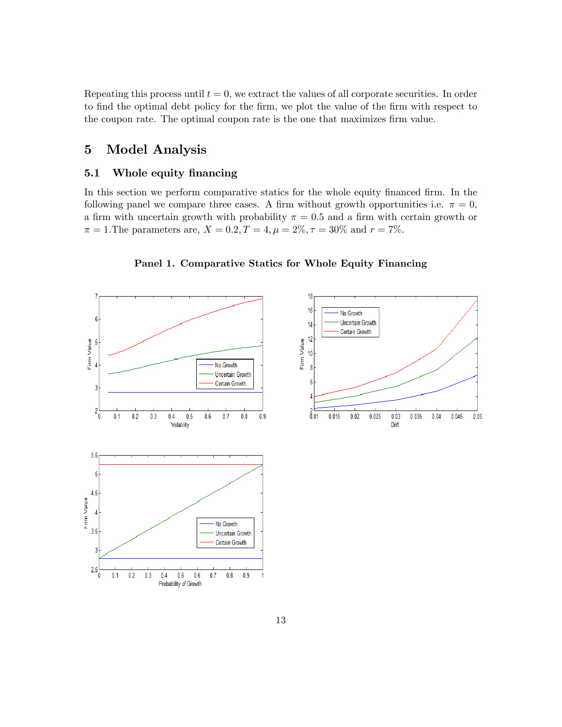Repeating this process until $t = 0$, we extract the values of all corporate securities. In order to find the optimal debt policy for the firm, we plot the value of the firm with respect to the coupon rate. The optimal coupon rate is the one that maximizes firm value.

# 5 Model Analysis

## 5.1 Whole equity financing

In this section we perform comparative statics for the whole equity financed firm. In the following panel we compare three cases. A firm without growth opportunities i.e. $\pi = 0$, a firm with uncertain growth with probability $\pi = 0.5$ and a firm with certain growth or $\pi = 1$.The parameters are, $X = 0.2, T = 4, \mu = 2\%, \tau = 30\%$ and $r = 7\%$.

**Panel 1. Comparative Statics for Whole Equity Financing**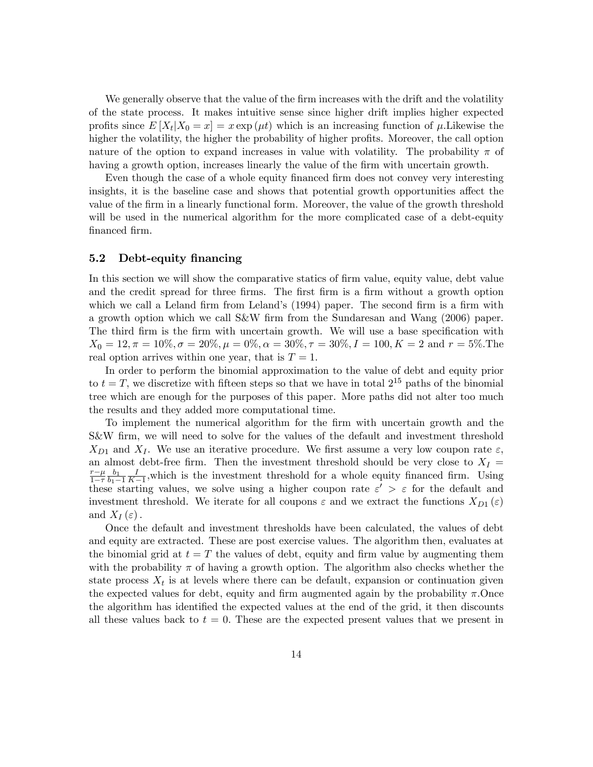We generally observe that the value of the firm increases with the drift and the volatility of the state process. It makes intuitive sense since higher drift implies higher expected profits since $E[X_t|X_0 = x] = x\exp(\mu t)$ which is an increasing function of $\mu$.Likewise the higher the volatility, the higher the probability of higher profits. Moreover, the call option nature of the option to expand increases in value with volatility. The probability $\pi$ of having a growth option, increases linearly the value of the firm with uncertain growth.

Even though the case of a whole equity financed firm does not convey very interesting insights, it is the baseline case and shows that potential growth opportunities affect the value of the firm in a linearly functional form. Moreover, the value of the growth threshold will be used in the numerical algorithm for the more complicated case of a debt-equity financed firm.

### 5.2 Debt-equity financing

In this section we will show the comparative statics of firm value, equity value, debt value and the credit spread for three firms. The first firm is a firm without a growth option which we call a Leland firm from Leland's (1994) paper. The second firm is a firm with a growth option which we call S&W firm from the Sundaresan and Wang (2006) paper. The third firm is the firm with uncertain growth. We will use a base specification with $X_0 = 12, \pi = 10\%, \sigma = 20\%, \mu = 0\%, \alpha = 30\%, \tau = 30\%, I = 100, K = 2$ and $r = 5\%$.The real option arrives within one year, that is $T = 1$.

In order to perform the binomial approximation to the value of debt and equity prior to $t = T$, we discretize with fifteen steps so that we have in total $2^{15}$ paths of the binomial tree which are enough for the purposes of this paper. More paths did not alter too much the results and they added more computational time.

To implement the numerical algorithm for the firm with uncertain growth and the S&W firm, we will need to solve for the values of the default and investment threshold $X_{D1}$ and $X_I$. We use an iterative procedure. We first assume a very low coupon rate $\varepsilon$, an almost debt-free firm. Then the investment threshold should be very close to $X_I = \frac{r-\mu}{1-\tau}\frac{b_1}{b_1-1}\frac{I}{K-1}$,which is the investment threshold for a whole equity financed firm. Using these starting values, we solve using a higher coupon rate $\varepsilon' > \varepsilon$ for the default and investment threshold. We iterate for all coupons $\varepsilon$ and we extract the functions $X_{D1}(\varepsilon)$ and $X_I(\varepsilon)$.

Once the default and investment thresholds have been calculated, the values of debt and equity are extracted. These are post exercise values. The algorithm then, evaluates at the binomial grid at $t = T$ the values of debt, equity and firm value by augmenting them with the probability $\pi$ of having a growth option. The algorithm also checks whether the state process $X_t$ is at levels where there can be default, expansion or continuation given the expected values for debt, equity and firm augmented again by the probability $\pi$.Once the algorithm has identified the expected values at the end of the grid, it then discounts all these values back to $t = 0$. These are the expected present values that we present in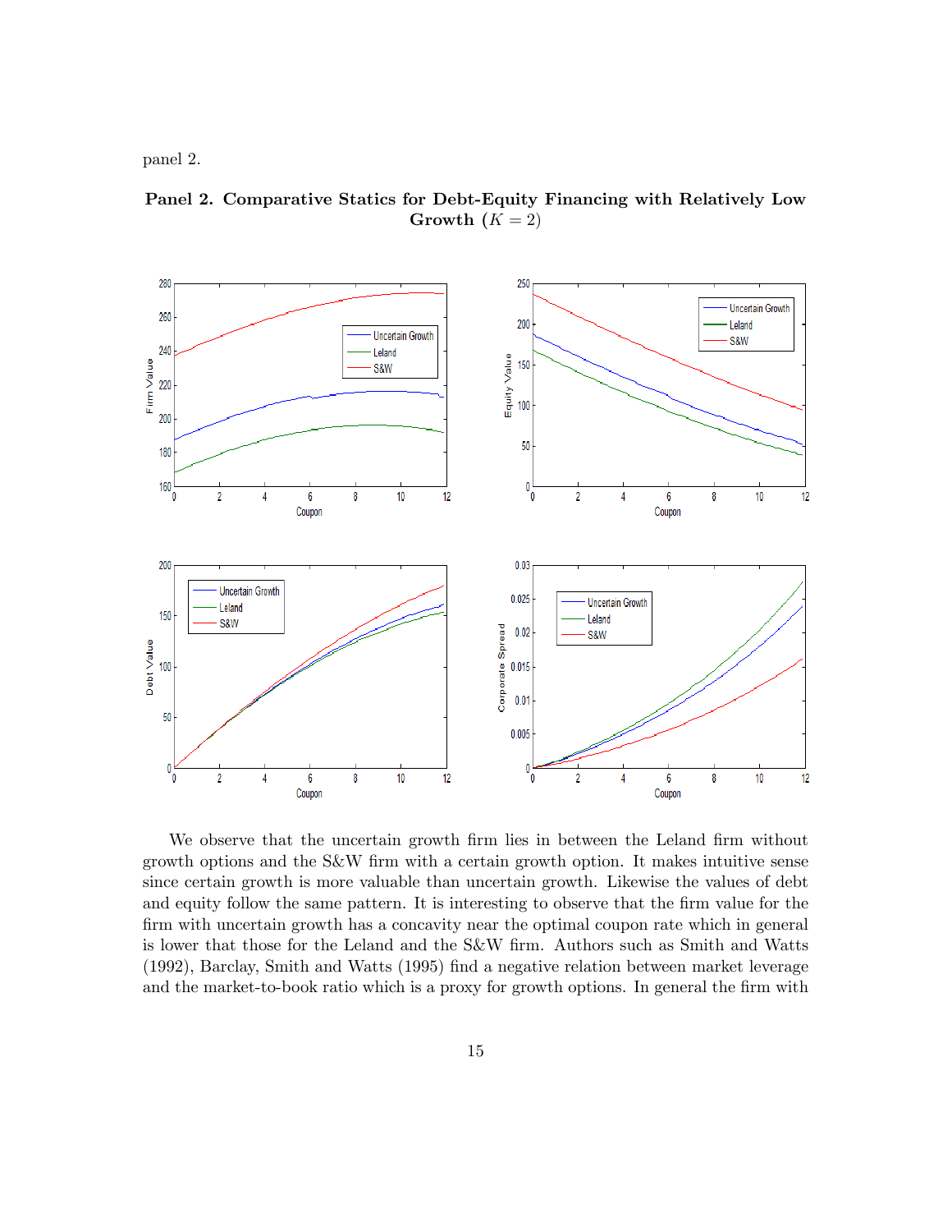panel 2.

**Panel 2. Comparative Statics for Debt-Equity Financing with Relatively Low Growth ($K = 2$)**

We observe that the uncertain growth firm lies in between the Leland firm without growth options and the S&W firm with a certain growth option. It makes intuitive sense since certain growth is more valuable than uncertain growth. Likewise the values of debt and equity follow the same pattern. It is interesting to observe that the firm value for the firm with uncertain growth has a concavity near the optimal coupon rate which in general is lower that those for the Leland and the S&W firm. Authors such as Smith and Watts (1992), Barclay, Smith and Watts (1995) find a negative relation between market leverage and the market-to-book ratio which is a proxy for growth options. In general the firm with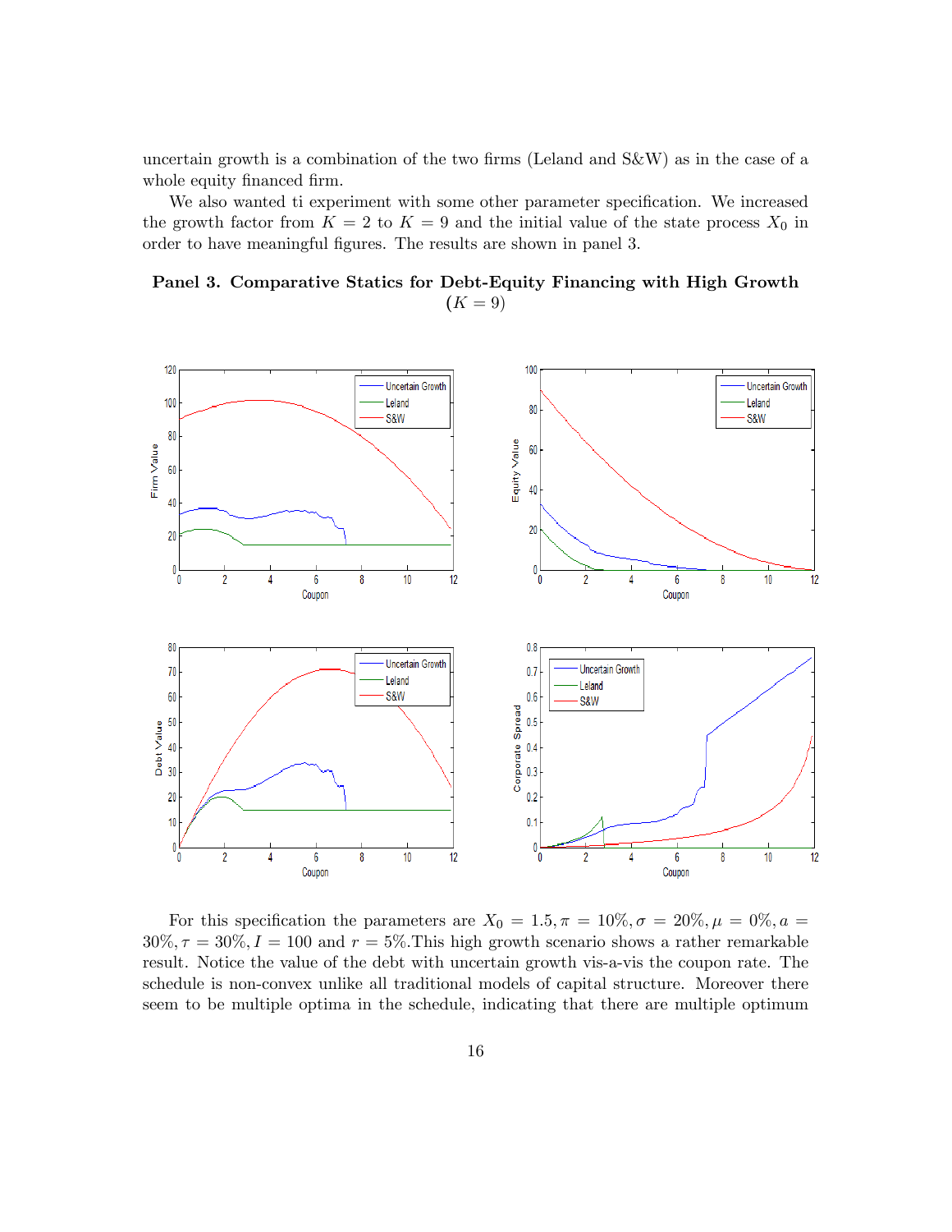uncertain growth is a combination of the two firms (Leland and S&W) as in the case of a whole equity financed firm.

We also wanted ti experiment with some other parameter specification. We increased the growth factor from $K = 2$ to $K = 9$ and the initial value of the state process $X_0$ in order to have meaningful figures. The results are shown in panel 3.

**Panel 3. Comparative Statics for Debt-Equity Financing with High Growth ($K = 9$)**

For this specification the parameters are $X_0 = 1.5, \pi = 10\%, \sigma = 20\%, \mu = 0\%, a = 30\%, \tau = 30\%, I = 100$ and $r = 5\%$.This high growth scenario shows a rather remarkable result. Notice the value of the debt with uncertain growth vis-a-vis the coupon rate. The schedule is non-convex unlike all traditional models of capital structure. Moreover there seem to be multiple optima in the schedule, indicating that there are multiple optimum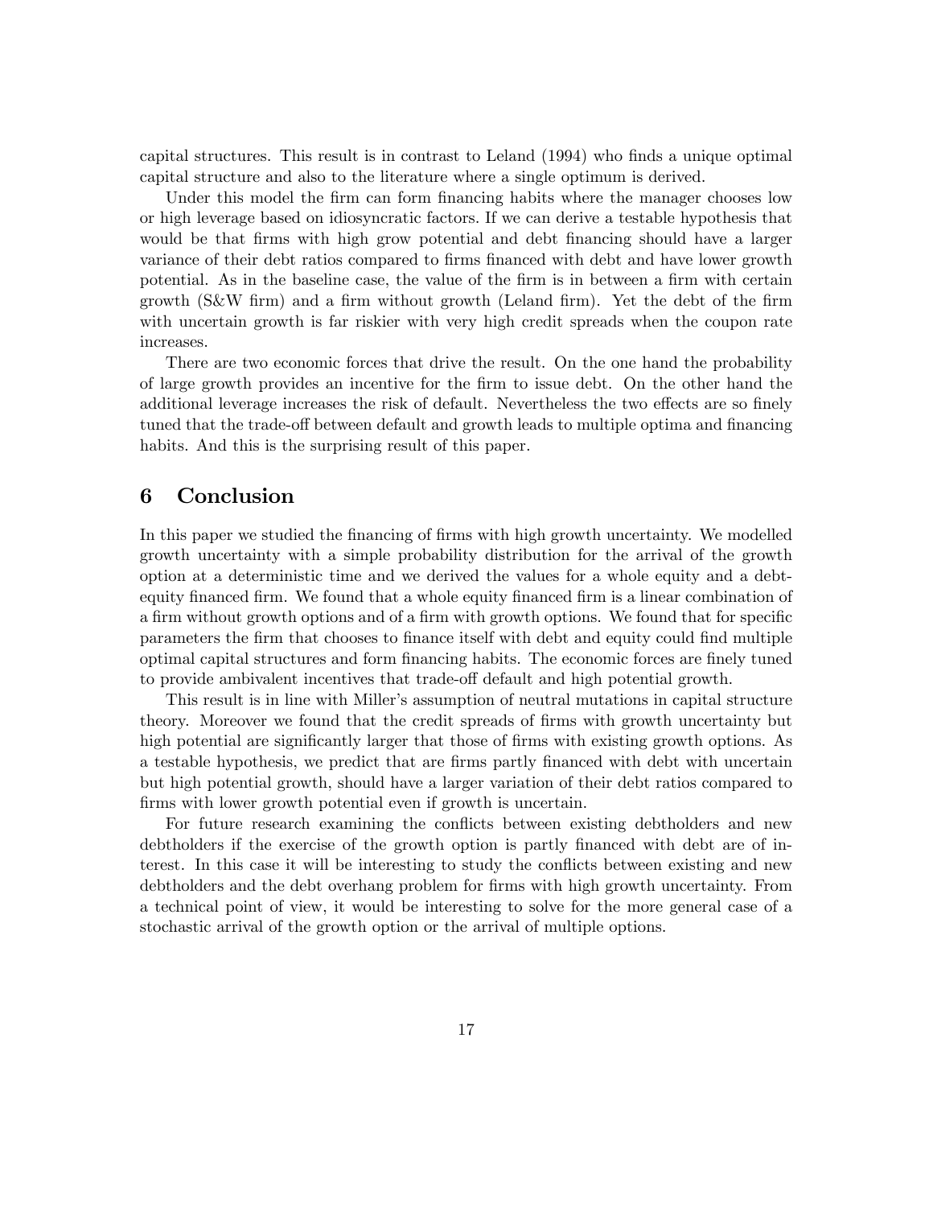capital structures. This result is in contrast to Leland (1994) who finds a unique optimal capital structure and also to the literature where a single optimum is derived.

Under this model the firm can form financing habits where the manager chooses low or high leverage based on idiosyncratic factors. If we can derive a testable hypothesis that would be that firms with high grow potential and debt financing should have a larger variance of their debt ratios compared to firms financed with debt and have lower growth potential. As in the baseline case, the value of the firm is in between a firm with certain growth (S&W firm) and a firm without growth (Leland firm). Yet the debt of the firm with uncertain growth is far riskier with very high credit spreads when the coupon rate increases.

There are two economic forces that drive the result. On the one hand the probability of large growth provides an incentive for the firm to issue debt. On the other hand the additional leverage increases the risk of default. Nevertheless the two effects are so finely tuned that the trade-off between default and growth leads to multiple optima and financing habits. And this is the surprising result of this paper.

# 6 Conclusion

In this paper we studied the financing of firms with high growth uncertainty. We modelled growth uncertainty with a simple probability distribution for the arrival of the growth option at a deterministic time and we derived the values for a whole equity and a debt-equity financed firm. We found that a whole equity financed firm is a linear combination of a firm without growth options and of a firm with growth options. We found that for specific parameters the firm that chooses to finance itself with debt and equity could find multiple optimal capital structures and form financing habits. The economic forces are finely tuned to provide ambivalent incentives that trade-off default and high potential growth.

This result is in line with Miller's assumption of neutral mutations in capital structure theory. Moreover we found that the credit spreads of firms with growth uncertainty but high potential are significantly larger that those of firms with existing growth options. As a testable hypothesis, we predict that are firms partly financed with debt with uncertain but high potential growth, should have a larger variation of their debt ratios compared to firms with lower growth potential even if growth is uncertain.

For future research examining the conflicts between existing debtholders and new debtholders if the exercise of the growth option is partly financed with debt are of interest. In this case it will be interesting to study the conflicts between existing and new debtholders and the debt overhang problem for firms with high growth uncertainty. From a technical point of view, it would be interesting to solve for the more general case of a stochastic arrival of the growth option or the arrival of multiple options.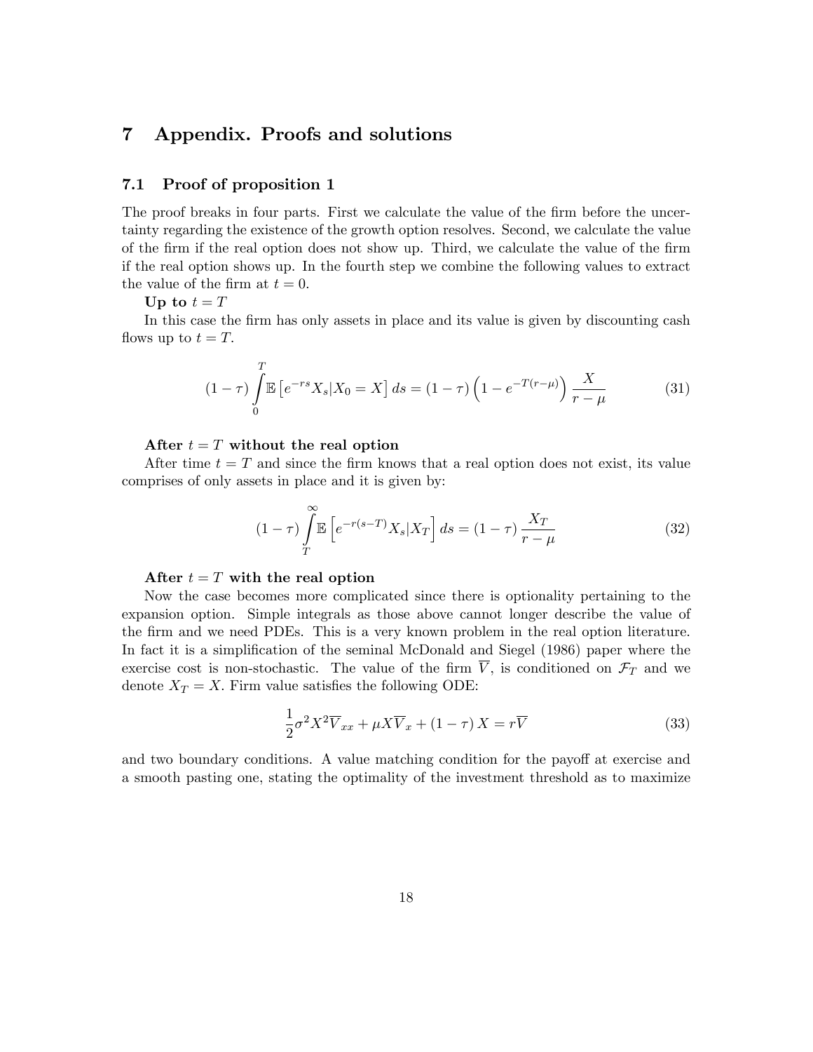# 7 Appendix. Proofs and solutions

## 7.1 Proof of proposition 1

The proof breaks in four parts. First we calculate the value of the firm before the uncertainty regarding the existence of the growth option resolves. Second, we calculate the value of the firm if the real option does not show up. Third, we calculate the value of the firm if the real option shows up. In the fourth step we combine the following values to extract the value of the firm at $t = 0$.

**Up to $t = T$**

In this case the firm has only assets in place and its value is given by discounting cash flows up to $t = T$.

$$(1-\tau)\int_0^T \mathbb{E}\left[e^{-rs}X_s|X_0 = X\right]ds = (1-\tau)\left(1-e^{-T(r-\mu)}\right)\frac{X}{r-\mu} \tag{31}$$

**After $t = T$ without the real option**

After time $t = T$ and since the firm knows that a real option does not exist, its value comprises of only assets in place and it is given by:

$$(1-\tau)\int_T^\infty \mathbb{E}\left[e^{-r(s-T)}X_s|X_T\right]ds = (1-\tau)\frac{X_T}{r-\mu} \tag{32}$$

**After $t = T$ with the real option**

Now the case becomes more complicated since there is optionality pertaining to the expansion option. Simple integrals as those above cannot longer describe the value of the firm and we need PDEs. This is a very known problem in the real option literature. In fact it is a simplification of the seminal McDonald and Siegel (1986) paper where the exercise cost is non-stochastic. The value of the firm $\overline{V}$, is conditioned on $\mathcal{F}_T$ and we denote $X_T = X$. Firm value satisfies the following ODE:

$$\frac{1}{2}\sigma^2X^2\overline{V}_{xx} + \mu X\overline{V}_x + (1-\tau)X = r\overline{V} \tag{33}$$

and two boundary conditions. A value matching condition for the payoff at exercise and a smooth pasting one, stating the optimality of the investment threshold as to maximize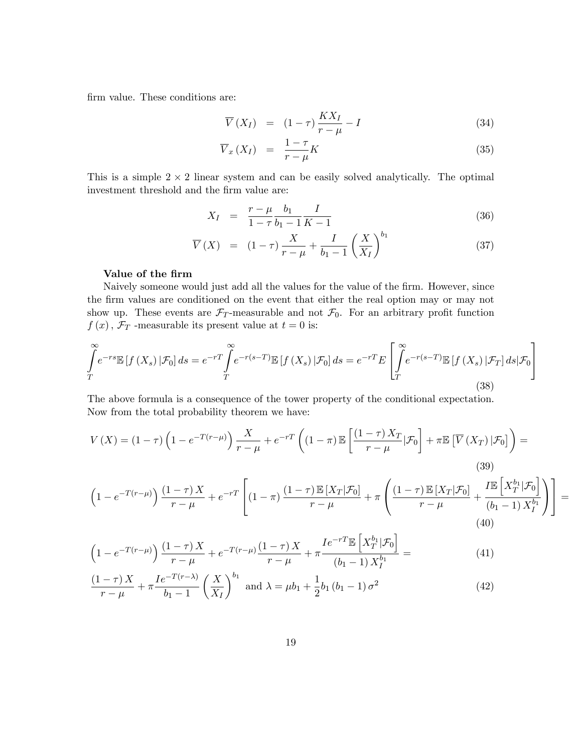firm value. These conditions are:

$$\overline{V}(X_I) = (1-\tau)\frac{KX_I}{r-\mu} - I \tag{34}$$

$$\overline{V}_x(X_I) = \frac{1-\tau}{r-\mu}K \tag{35}$$

This is a simple $2 \times 2$ linear system and can be easily solved analytically. The optimal investment threshold and the firm value are:

$$X_I = \frac{r-\mu}{1-\tau}\frac{b_1}{b_1-1}\frac{I}{K-1} \tag{36}$$

$$\overline{V}(X) = (1-\tau)\frac{X}{r-\mu} + \frac{I}{b_1-1}\left(\frac{X}{X_I}\right)^{b_1} \tag{37}$$

**Value of the firm**

Naively someone would just add all the values for the value of the firm. However, since the firm values are conditioned on the event that either the real option may or may not show up. These events are $\mathcal{F}_T$-measurable and not $\mathcal{F}_0$. For an arbitrary profit function $f(x)$, $\mathcal{F}_T$ -measurable its present value at $t=0$ is:

$$\int_T^{\infty} e^{-rs}\mathbb{E}\left[f(X_s)\,|\mathcal{F}_0\right]ds = e^{-rT}\int_T^{\infty} e^{-r(s-T)}\mathbb{E}\left[f(X_s)\,|\mathcal{F}_0\right]ds = e^{-rT}E\left[\int_T^{\infty} e^{-r(s-T)}\mathbb{E}\left[f(X_s)\,|\mathcal{F}_T\right]ds|\mathcal{F}_0\right] \tag{38}$$

The above formula is a consequence of the tower property of the conditional expectation. Now from the total probability theorem we have:

$$V(X) = (1-\tau)\left(1-e^{-T(r-\mu)}\right)\frac{X}{r-\mu} + e^{-rT}\left((1-\pi)\mathbb{E}\left[\frac{(1-\tau)X_T}{r-\mu}|\mathcal{F}_0\right] + \pi\mathbb{E}\left[\overline{V}(X_T)\,|\mathcal{F}_0\right]\right) = \tag{39}$$

$$\left(1-e^{-T(r-\mu)}\right)\frac{(1-\tau)X}{r-\mu} + e^{-rT}\left[(1-\pi)\frac{(1-\tau)\mathbb{E}[X_T|\mathcal{F}_0]}{r-\mu} + \pi\left(\frac{(1-\tau)\mathbb{E}[X_T|\mathcal{F}_0]}{r-\mu} + \frac{I\mathbb{E}\left[X_T^{b_1}|\mathcal{F}_0\right]}{(b_1-1)X_I^{b_1}}\right)\right] = \tag{40}$$

$$\left(1-e^{-T(r-\mu)}\right)\frac{(1-\tau)X}{r-\mu} + e^{-T(r-\mu)}\frac{(1-\tau)X}{r-\mu} + \pi\frac{Ie^{-rT}\mathbb{E}\left[X_T^{b_1}|\mathcal{F}_0\right]}{(b_1-1)X_I^{b_1}} = \tag{41}$$

$$\frac{(1-\tau)X}{r-\mu} + \pi\frac{Ie^{-T(r-\lambda)}}{b_1-1}\left(\frac{X}{X_I}\right)^{b_1} \text{ and } \lambda = \mu b_1 + \frac{1}{2}b_1(b_1-1)\sigma^2 \tag{42}$$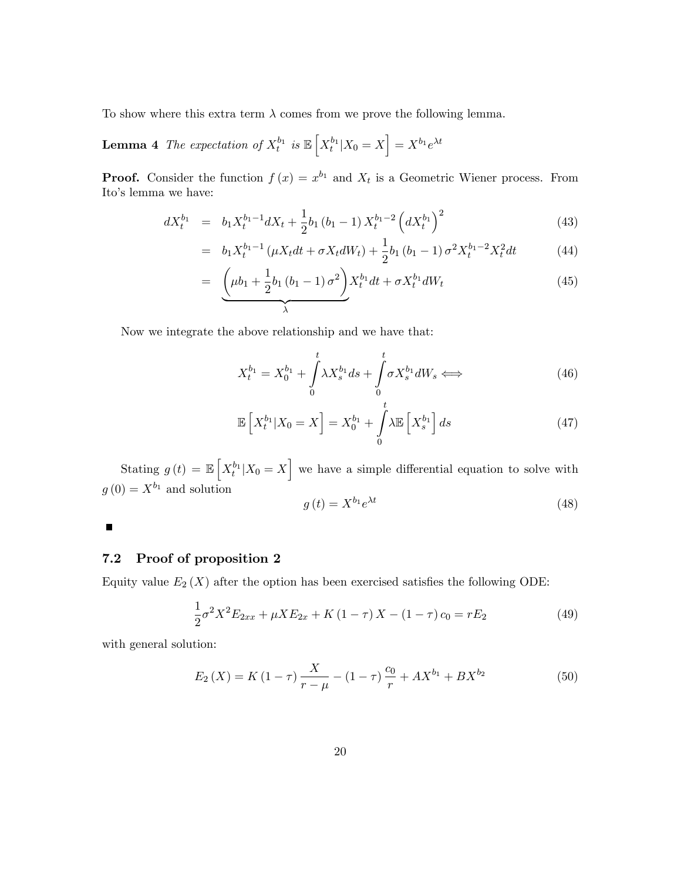To show where this extra term $\lambda$ comes from we prove the following lemma.

**Lemma 4** *The expectation of $X_t^{b_1}$ is $\mathbb{E}\left[X_t^{b_1}|X_0 = X\right] = X^{b_1}e^{\lambda t}$*

**Proof.** Consider the function $f(x) = x^{b_1}$ and $X_t$ is a Geometric Wiener process. From Ito's lemma we have:

$$
\begin{aligned}
dX_t^{b_1} &= b_1 X_t^{b_1-1} dX_t + \frac{1}{2} b_1 (b_1 - 1) X_t^{b_1-2} \left(dX_t^{b_1}\right)^2 && (43)\\
&= b_1 X_t^{b_1-1} (\mu X_t dt + \sigma X_t dW_t) + \frac{1}{2} b_1 (b_1 - 1) \sigma^2 X_t^{b_1-2} X_t^2 dt && (44)\\
&= \underbrace{\left(\mu b_1 + \frac{1}{2} b_1 (b_1 - 1) \sigma^2\right)}_{\lambda} X_t^{b_1} dt + \sigma X_t^{b_1} dW_t && (45)
\end{aligned}
$$

Now we integrate the above relationship and we have that:

$$
X_t^{b_1} = X_0^{b_1} + \int_0^t \lambda X_s^{b_1} ds + \int_0^t \sigma X_s^{b_1} dW_s \Longleftrightarrow \tag{46}
$$

$$
\mathbb{E}\left[X_t^{b_1}|X_0 = X\right] = X_0^{b_1} + \int_0^t \lambda \mathbb{E}\left[X_s^{b_1}\right] ds \tag{47}
$$

Stating $g(t) = \mathbb{E}\left[X_t^{b_1}|X_0 = X\right]$ we have a simple differential equation to solve with $g(0) = X^{b_1}$ and solution

$$
g(t) = X^{b_1} e^{\lambda t} \tag{48}
$$

■

### 7.2 Proof of proposition 2

Equity value $E_2(X)$ after the option has been exercised satisfies the following ODE:

$$
\frac{1}{2}\sigma^2 X^2 E_{2xx} + \mu X E_{2x} + K(1-\tau) X - (1-\tau) c_0 = r E_2 \tag{49}
$$

with general solution:

$$
E_2(X) = K(1-\tau)\frac{X}{r-\mu} - (1-\tau)\frac{c_0}{r} + AX^{b_1} + BX^{b_2} \tag{50}
$$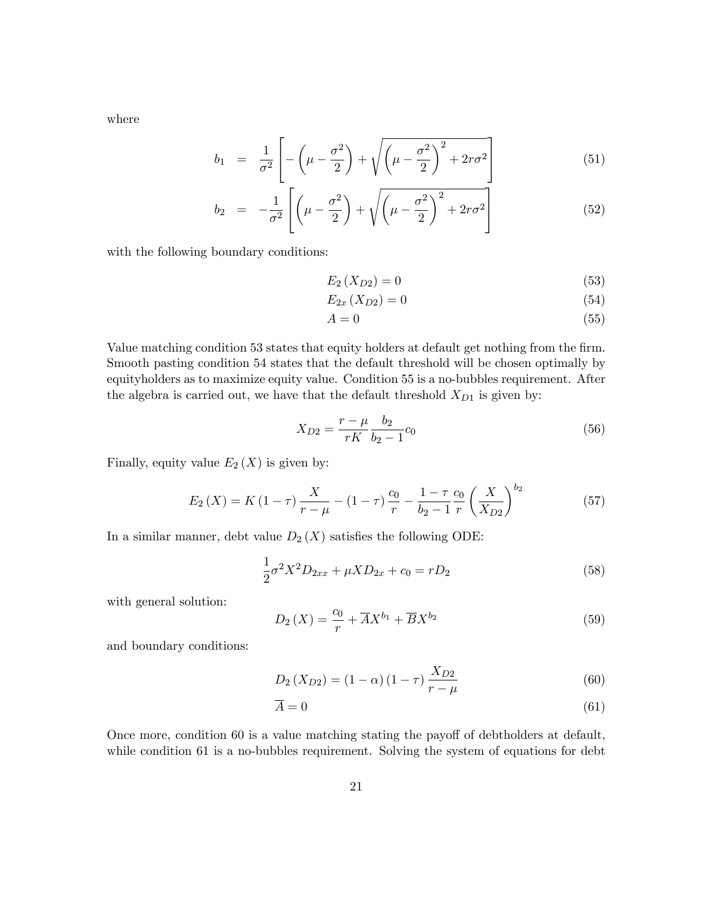where

$$
\begin{aligned}
b_1 &= \frac{1}{\sigma^2}\left[-\left(\mu-\frac{\sigma^2}{2}\right)+\sqrt{\left(\mu-\frac{\sigma^2}{2}\right)^2+2r\sigma^2}\right] && (51)\\
b_2 &= -\frac{1}{\sigma^2}\left[\left(\mu-\frac{\sigma^2}{2}\right)+\sqrt{\left(\mu-\frac{\sigma^2}{2}\right)^2+2r\sigma^2}\right] && (52)
\end{aligned}
$$

with the following boundary conditions:

$$
\begin{aligned}
&E_2\left(X_{D2}\right)=0 && (53)\\
&E_{2x}\left(X_{D2}\right)=0 && (54)\\
&A=0 && (55)
\end{aligned}
$$

Value matching condition 53 states that equity holders at default get nothing from the firm. Smooth pasting condition 54 states that the default threshold will be chosen optimally by equityholders as to maximize equity value. Condition 55 is a no-bubbles requirement. After the algebra is carried out, we have that the default threshold $X_{D1}$ is given by:

$$
X_{D2}=\frac{r-\mu}{rK}\frac{b_2}{b_2-1}c_0 \tag{56}
$$

Finally, equity value $E_2(X)$ is given by:

$$
E_2(X)=K(1-\tau)\frac{X}{r-\mu}-(1-\tau)\frac{c_0}{r}-\frac{1-\tau}{b_2-1}\frac{c_0}{r}\left(\frac{X}{X_{D2}}\right)^{b_2} \tag{57}
$$

In a similar manner, debt value $D_2(X)$ satisfies the following ODE:

$$
\frac{1}{2}\sigma^2X^2D_{2xx}+\mu XD_{2x}+c_0=rD_2 \tag{58}
$$

with general solution:

$$
D_2(X)=\frac{c_0}{r}+\overline{A}X^{b_1}+\overline{B}X^{b_2} \tag{59}
$$

and boundary conditions:

$$
\begin{aligned}
&D_2\left(X_{D2}\right)=(1-\alpha)(1-\tau)\frac{X_{D2}}{r-\mu} && (60)\\
&\overline{A}=0 && (61)
\end{aligned}
$$

Once more, condition 60 is a value matching stating the payoff of debtholders at default, while condition 61 is a no-bubbles requirement. Solving the system of equations for debt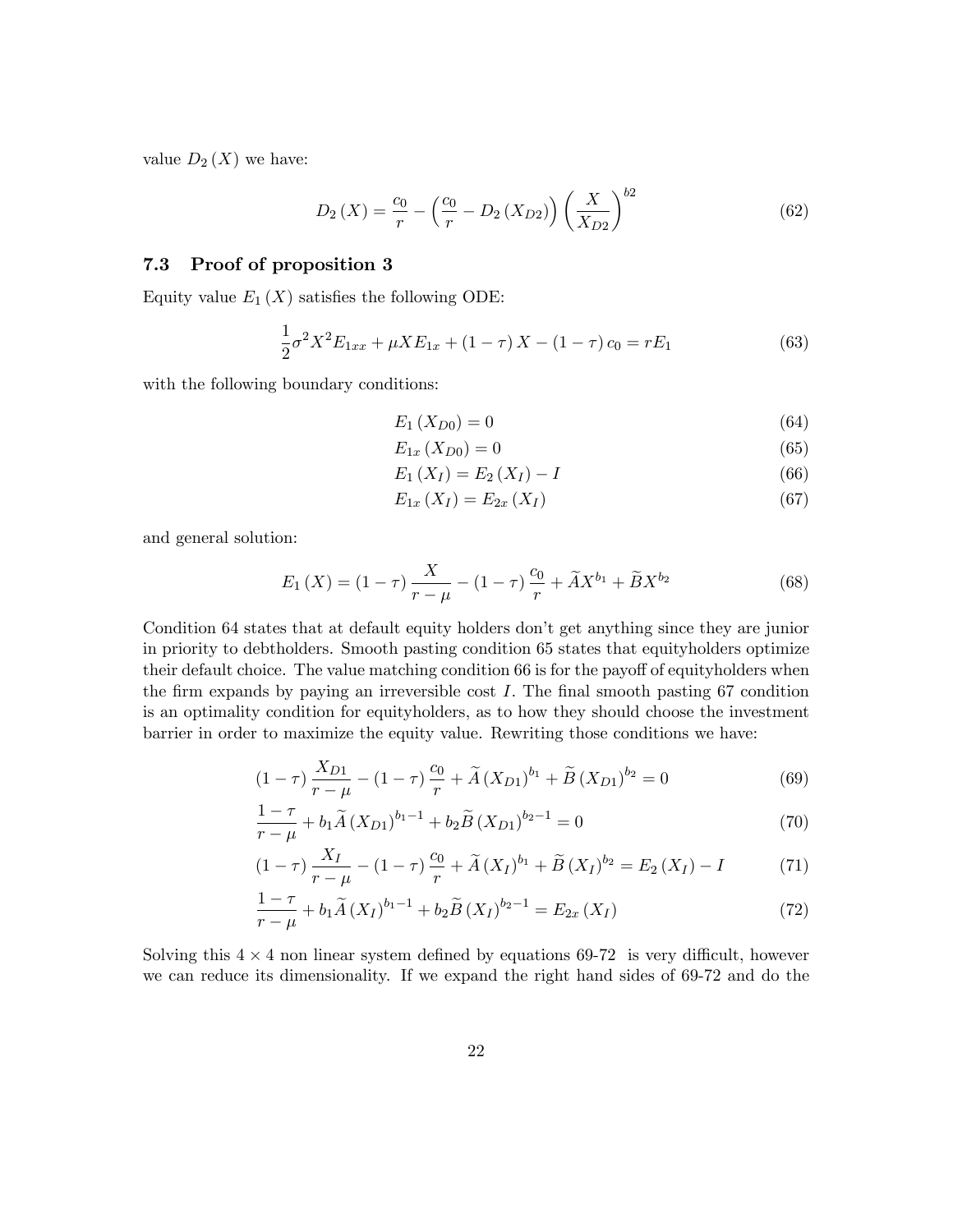value $D_2(X)$ we have:

$$D_2(X) = \frac{c_0}{r} - \left(\frac{c_0}{r} - D_2(X_{D2})\right)\left(\frac{X}{X_{D2}}\right)^{b2} \tag{62}$$

### 7.3 Proof of proposition 3

Equity value $E_1(X)$ satisfies the following ODE:

$$\frac{1}{2}\sigma^2 X^2 E_{1xx} + \mu X E_{1x} + (1-\tau)X - (1-\tau)c_0 = rE_1 \tag{63}$$

with the following boundary conditions:

$$E_1(X_{D0}) = 0 \tag{64}$$

$$E_{1x}(X_{D0}) = 0 \tag{65}$$

$$E_1(X_I) = E_2(X_I) - I \tag{66}$$

$$E_{1x}(X_I) = E_{2x}(X_I) \tag{67}$$

and general solution:

$$E_1(X) = (1-\tau)\frac{X}{r-\mu} - (1-\tau)\frac{c_0}{r} + \widetilde{A}X^{b_1} + \widetilde{B}X^{b_2} \tag{68}$$

Condition 64 states that at default equity holders don't get anything since they are junior in priority to debtholders. Smooth pasting condition 65 states that equityholders optimize their default choice. The value matching condition 66 is for the payoff of equityholders when the firm expands by paying an irreversible cost $I$. The final smooth pasting 67 condition is an optimality condition for equityholders, as to how they should choose the investment barrier in order to maximize the equity value. Rewriting those conditions we have:

$$(1-\tau)\frac{X_{D1}}{r-\mu} - (1-\tau)\frac{c_0}{r} + \widetilde{A}(X_{D1})^{b_1} + \widetilde{B}(X_{D1})^{b_2} = 0 \tag{69}$$

$$\frac{1-\tau}{r-\mu} + b_1\widetilde{A}(X_{D1})^{b_1-1} + b_2\widetilde{B}(X_{D1})^{b_2-1} = 0 \tag{70}$$

$$(1-\tau)\frac{X_I}{r-\mu} - (1-\tau)\frac{c_0}{r} + \widetilde{A}(X_I)^{b_1} + \widetilde{B}(X_I)^{b_2} = E_2(X_I) - I \tag{71}$$

$$\frac{1-\tau}{r-\mu} + b_1\widetilde{A}(X_I)^{b_1-1} + b_2\widetilde{B}(X_I)^{b_2-1} = E_{2x}(X_I) \tag{72}$$

Solving this $4\times 4$ non linear system defined by equations 69-72 is very difficult, however we can reduce its dimensionality. If we expand the right hand sides of 69-72 and do the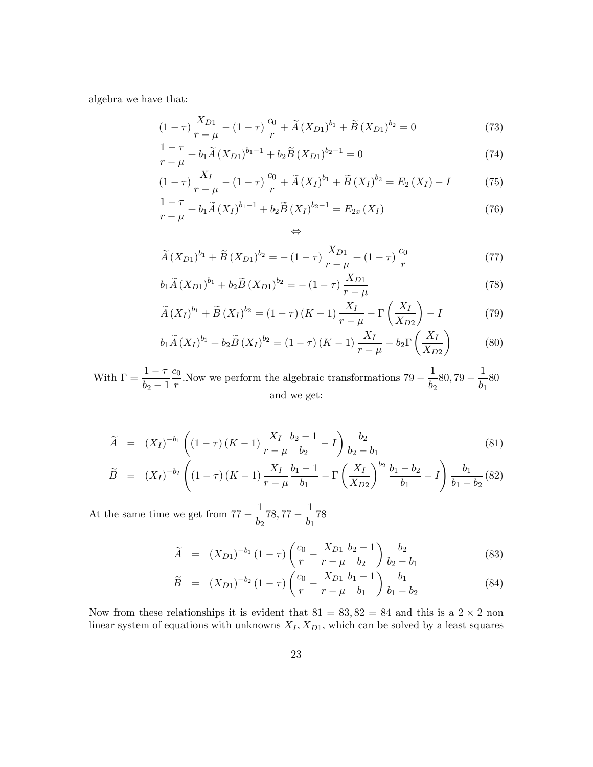algebra we have that:

$$(1-\tau)\frac{X_{D1}}{r-\mu}-(1-\tau)\frac{c_0}{r}+\widetilde{A}(X_{D1})^{b_1}+\widetilde{B}(X_{D1})^{b_2}=0 \tag{73}$$

$$\frac{1-\tau}{r-\mu}+b_1\widetilde{A}(X_{D1})^{b_1-1}+b_2\widetilde{B}(X_{D1})^{b_2-1}=0 \tag{74}$$

$$(1-\tau)\frac{X_I}{r-\mu}-(1-\tau)\frac{c_0}{r}+\widetilde{A}(X_I)^{b_1}+\widetilde{B}(X_I)^{b_2}=E_2(X_I)-I \tag{75}$$

$$\frac{1-\tau}{r-\mu}+b_1\widetilde{A}(X_I)^{b_1-1}+b_2\widetilde{B}(X_I)^{b_2-1}=E_{2x}(X_I) \tag{76}$$

$$\Leftrightarrow$$

$$\widetilde{A}(X_{D1})^{b_1}+\widetilde{B}(X_{D1})^{b_2}=-(1-\tau)\frac{X_{D1}}{r-\mu}+(1-\tau)\frac{c_0}{r} \tag{77}$$

$$b_1\widetilde{A}(X_{D1})^{b_1}+b_2\widetilde{B}(X_{D1})^{b_2}=-(1-\tau)\frac{X_{D1}}{r-\mu} \tag{78}$$

$$\widetilde{A}(X_I)^{b_1}+\widetilde{B}(X_I)^{b_2}=(1-\tau)(K-1)\frac{X_I}{r-\mu}-\Gamma\left(\frac{X_I}{X_{D2}}\right)-I \tag{79}$$

$$b_1\widetilde{A}(X_I)^{b_1}+b_2\widetilde{B}(X_I)^{b_2}=(1-\tau)(K-1)\frac{X_I}{r-\mu}-b_2\Gamma\left(\frac{X_I}{X_{D2}}\right) \tag{80}$$

With $\Gamma=\frac{1-\tau}{b_2-1}\frac{c_0}{r}$. Now we perform the algebraic transformations $79-\frac{1}{b_2}80, 79-\frac{1}{b_1}80$ and we get:

$$\widetilde{A} = (X_I)^{-b_1}\left((1-\tau)(K-1)\frac{X_I}{r-\mu}\frac{b_2-1}{b_2}-I\right)\frac{b_2}{b_2-b_1} \tag{81}$$

$$\widetilde{B} = (X_I)^{-b_2}\left((1-\tau)(K-1)\frac{X_I}{r-\mu}\frac{b_1-1}{b_1}-\Gamma\left(\frac{X_I}{X_{D2}}\right)^{b_2}\frac{b_1-b_2}{b_1}-I\right)\frac{b_1}{b_1-b_2} \tag{82}$$

At the same time we get from $77-\frac{1}{b_2}78, 77-\frac{1}{b_1}78$

$$\widetilde{A} = (X_{D1})^{-b_1}(1-\tau)\left(\frac{c_0}{r}-\frac{X_{D1}}{r-\mu}\frac{b_2-1}{b_2}\right)\frac{b_2}{b_2-b_1} \tag{83}$$

$$\widetilde{B} = (X_{D1})^{-b_2}(1-\tau)\left(\frac{c_0}{r}-\frac{X_{D1}}{r-\mu}\frac{b_1-1}{b_1}\right)\frac{b_1}{b_1-b_2} \tag{84}$$

Now from these relationships it is evident that $81=83, 82=84$ and this is a $2\times 2$ non linear system of equations with unknowns $X_I, X_{D1}$, which can be solved by a least squares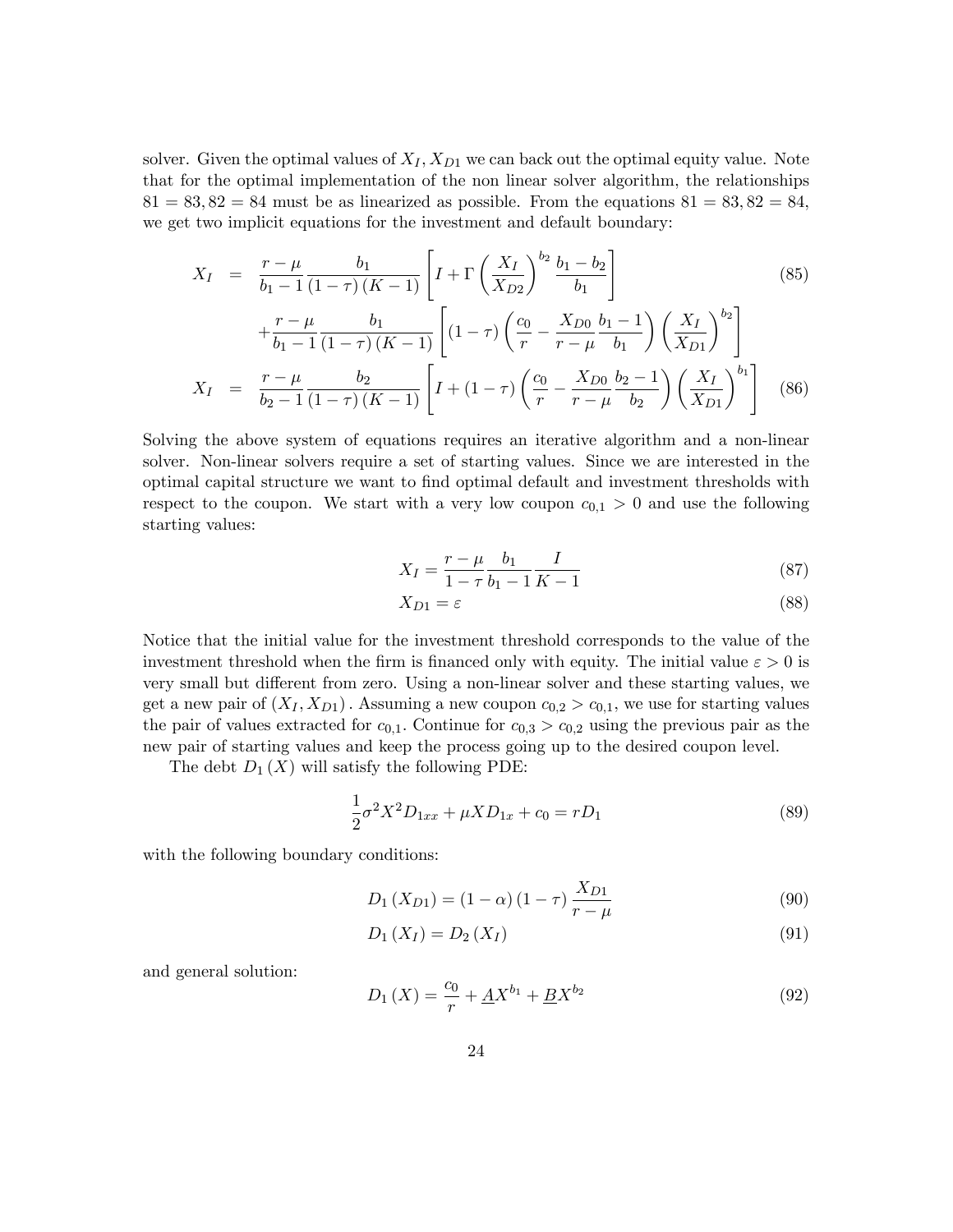solver. Given the optimal values of $X_I, X_{D1}$ we can back out the optimal equity value. Note that for the optimal implementation of the non linear solver algorithm, the relationships $81 = 83, 82 = 84$ must be as linearized as possible. From the equations $81 = 83, 82 = 84$, we get two implicit equations for the investment and default boundary:

$$
\begin{aligned}
X_I &= \frac{r-\mu}{b_1-1}\frac{b_1}{(1-\tau)(K-1)}\left[I+\Gamma\left(\frac{X_I}{X_{D2}}\right)^{b_2}\frac{b_1-b_2}{b_1}\right] \\
&\quad +\frac{r-\mu}{b_1-1}\frac{b_1}{(1-\tau)(K-1)}\left[(1-\tau)\left(\frac{c_0}{r}-\frac{X_{D0}}{r-\mu}\frac{b_1-1}{b_1}\right)\left(\frac{X_I}{X_{D1}}\right)^{b_2}\right]
\end{aligned} \tag{85}
$$

$$
X_I = \frac{r-\mu}{b_2-1}\frac{b_2}{(1-\tau)(K-1)}\left[I+(1-\tau)\left(\frac{c_0}{r}-\frac{X_{D0}}{r-\mu}\frac{b_2-1}{b_2}\right)\left(\frac{X_I}{X_{D1}}\right)^{b_1}\right] \tag{86}
$$

Solving the above system of equations requires an iterative algorithm and a non-linear solver. Non-linear solvers require a set of starting values. Since we are interested in the optimal capital structure we want to find optimal default and investment thresholds with respect to the coupon. We start with a very low coupon $c_{0,1} > 0$ and use the following starting values:

$$
X_I = \frac{r-\mu}{1-\tau}\frac{b_1}{b_1-1}\frac{I}{K-1} \tag{87}
$$

$$
X_{D1} = \varepsilon \tag{88}
$$

Notice that the initial value for the investment threshold corresponds to the value of the investment threshold when the firm is financed only with equity. The initial value $\varepsilon > 0$ is very small but different from zero. Using a non-linear solver and these starting values, we get a new pair of $(X_I, X_{D1})$. Assuming a new coupon $c_{0,2} > c_{0,1}$, we use for starting values the pair of values extracted for $c_{0,1}$. Continue for $c_{0,3} > c_{0,2}$ using the previous pair as the new pair of starting values and keep the process going up to the desired coupon level.

The debt $D_1(X)$ will satisfy the following PDE:

$$
\frac{1}{2}\sigma^2 X^2 D_{1xx} + \mu X D_{1x} + c_0 = r D_1 \tag{89}
$$

with the following boundary conditions:

$$
D_1(X_{D1}) = (1-\alpha)(1-\tau)\frac{X_{D1}}{r-\mu} \tag{90}
$$

$$
D_1(X_I) = D_2(X_I) \tag{91}
$$

and general solution:

$$
D_1(X) = \frac{c_0}{r} + \underline{A}X^{b_1} + \underline{B}X^{b_2} \tag{92}
$$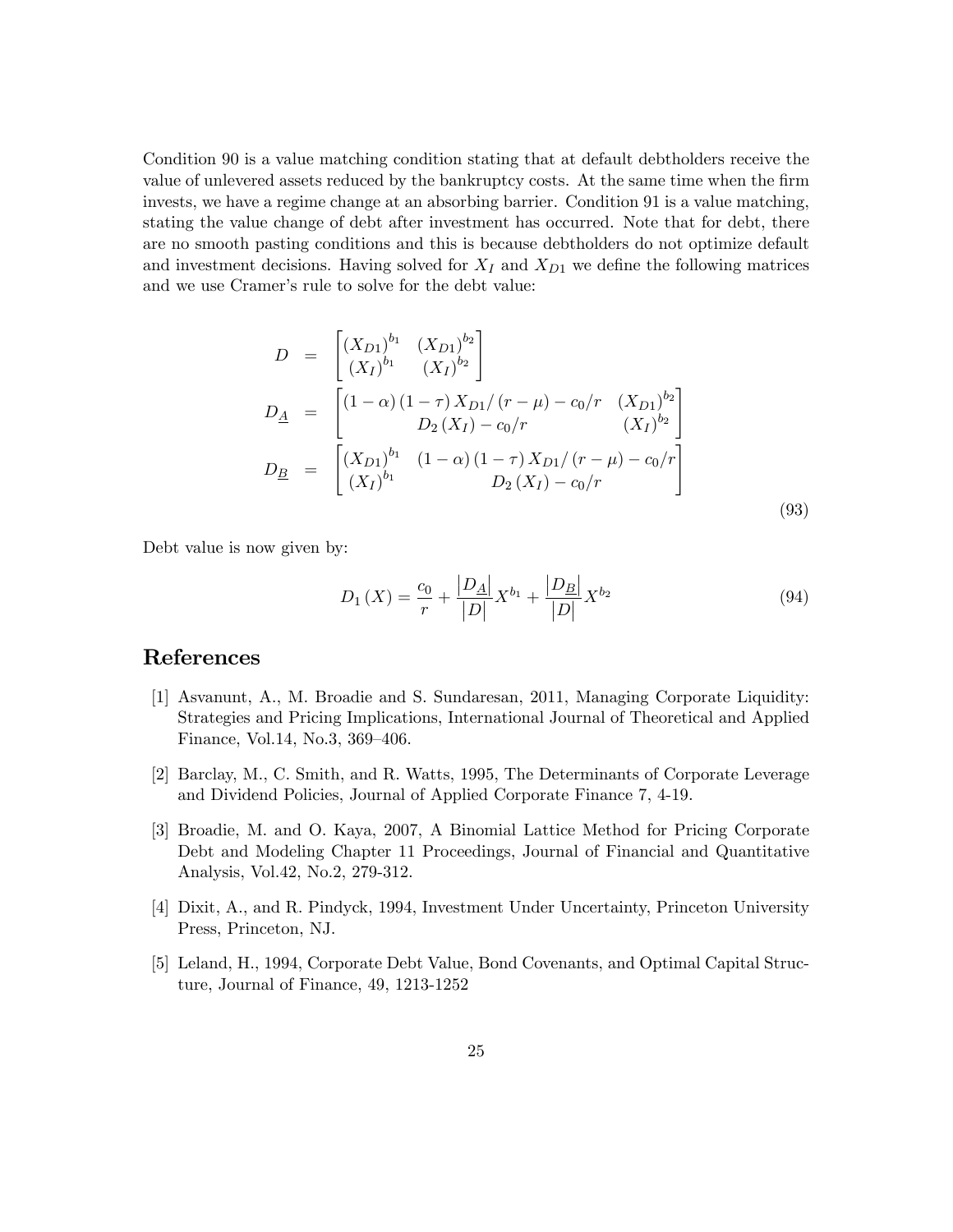Condition 90 is a value matching condition stating that at default debtholders receive the value of unlevered assets reduced by the bankruptcy costs. At the same time when the firm invests, we have a regime change at an absorbing barrier. Condition 91 is a value matching, stating the value change of debt after investment has occurred. Note that for debt, there are no smooth pasting conditions and this is because debtholders do not optimize default and investment decisions. Having solved for $X_I$ and $X_{D1}$ we define the following matrices and we use Cramer's rule to solve for the debt value:

$$
\begin{aligned}
D &= \begin{bmatrix} (X_{D1})^{b_1} & (X_{D1})^{b_2} \\ (X_I)^{b_1} & (X_I)^{b_2} \end{bmatrix} \\
D_{\underline{A}} &= \begin{bmatrix} (1-\alpha)(1-\tau) X_{D1}/(r-\mu) - c_0/r & (X_{D1})^{b_2} \\ D_2(X_I) - c_0/r & (X_I)^{b_2} \end{bmatrix} \\
D_{\underline{B}} &= \begin{bmatrix} (X_{D1})^{b_1} & (1-\alpha)(1-\tau) X_{D1}/(r-\mu) - c_0/r \\ (X_I)^{b_1} & D_2(X_I) - c_0/r \end{bmatrix}
\end{aligned}
\tag{93}
$$

Debt value is now given by:

$$
D_1(X) = \frac{c_0}{r} + \frac{|D_{\underline{A}}|}{|D|} X^{b_1} + \frac{|D_{\underline{B}}|}{|D|} X^{b_2} \tag{94}
$$

# References

[1] Asvanunt, A., M. Broadie and S. Sundaresan, 2011, Managing Corporate Liquidity: Strategies and Pricing Implications, International Journal of Theoretical and Applied Finance, Vol.14, No.3, 369–406.

[2] Barclay, M., C. Smith, and R. Watts, 1995, The Determinants of Corporate Leverage and Dividend Policies, Journal of Applied Corporate Finance 7, 4-19.

[3] Broadie, M. and O. Kaya, 2007, A Binomial Lattice Method for Pricing Corporate Debt and Modeling Chapter 11 Proceedings, Journal of Financial and Quantitative Analysis, Vol.42, No.2, 279-312.

[4] Dixit, A., and R. Pindyck, 1994, Investment Under Uncertainty, Princeton University Press, Princeton, NJ.

[5] Leland, H., 1994, Corporate Debt Value, Bond Covenants, and Optimal Capital Structure, Journal of Finance, 49, 1213-1252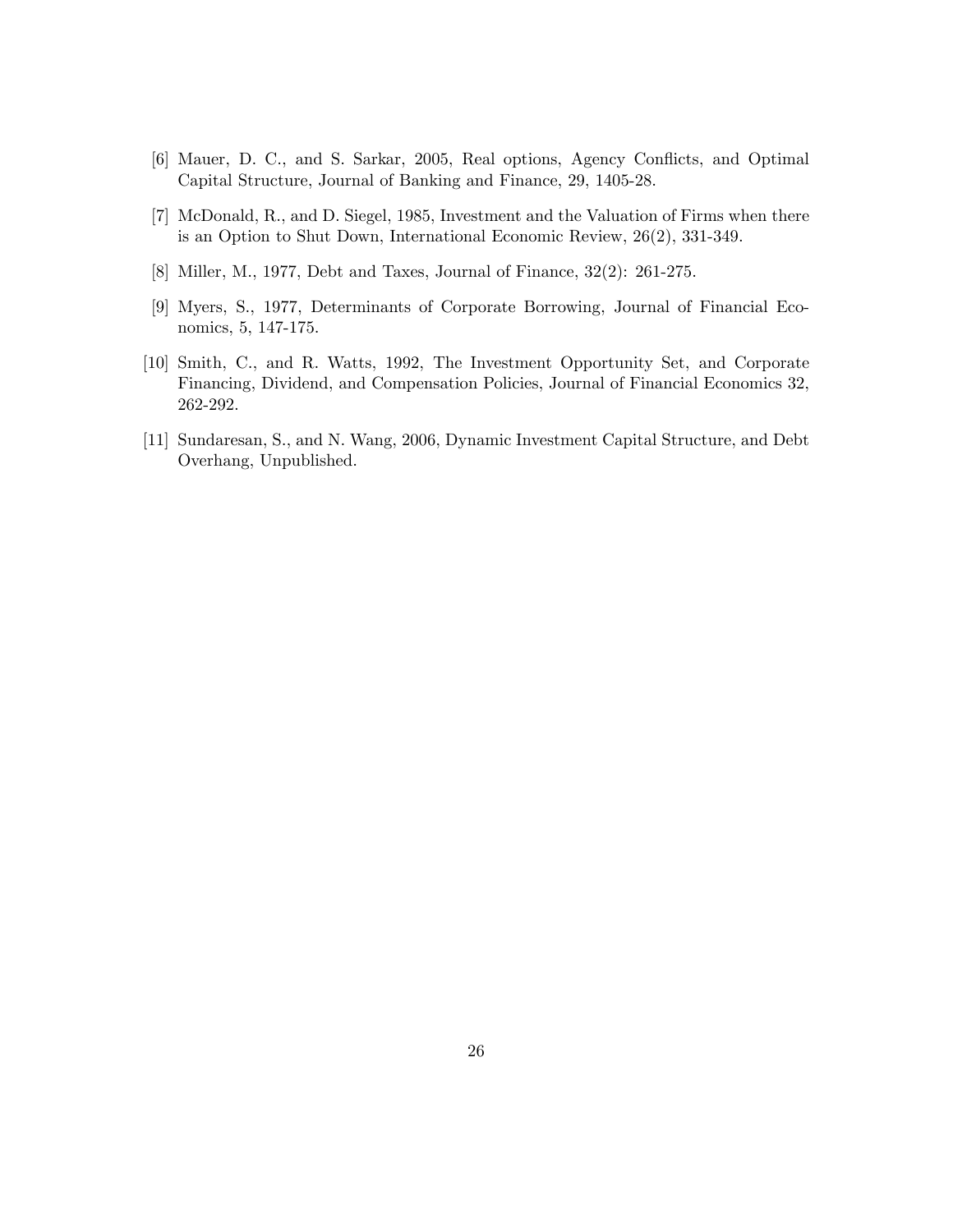[6] Mauer, D. C., and S. Sarkar, 2005, Real options, Agency Conflicts, and Optimal Capital Structure, Journal of Banking and Finance, 29, 1405-28.

[7] McDonald, R., and D. Siegel, 1985, Investment and the Valuation of Firms when there is an Option to Shut Down, International Economic Review, 26(2), 331-349.

[8] Miller, M., 1977, Debt and Taxes, Journal of Finance, 32(2): 261-275.

[9] Myers, S., 1977, Determinants of Corporate Borrowing, Journal of Financial Economics, 5, 147-175.

[10] Smith, C., and R. Watts, 1992, The Investment Opportunity Set, and Corporate Financing, Dividend, and Compensation Policies, Journal of Financial Economics 32, 262-292.

[11] Sundaresan, S., and N. Wang, 2006, Dynamic Investment Capital Structure, and Debt Overhang, Unpublished.